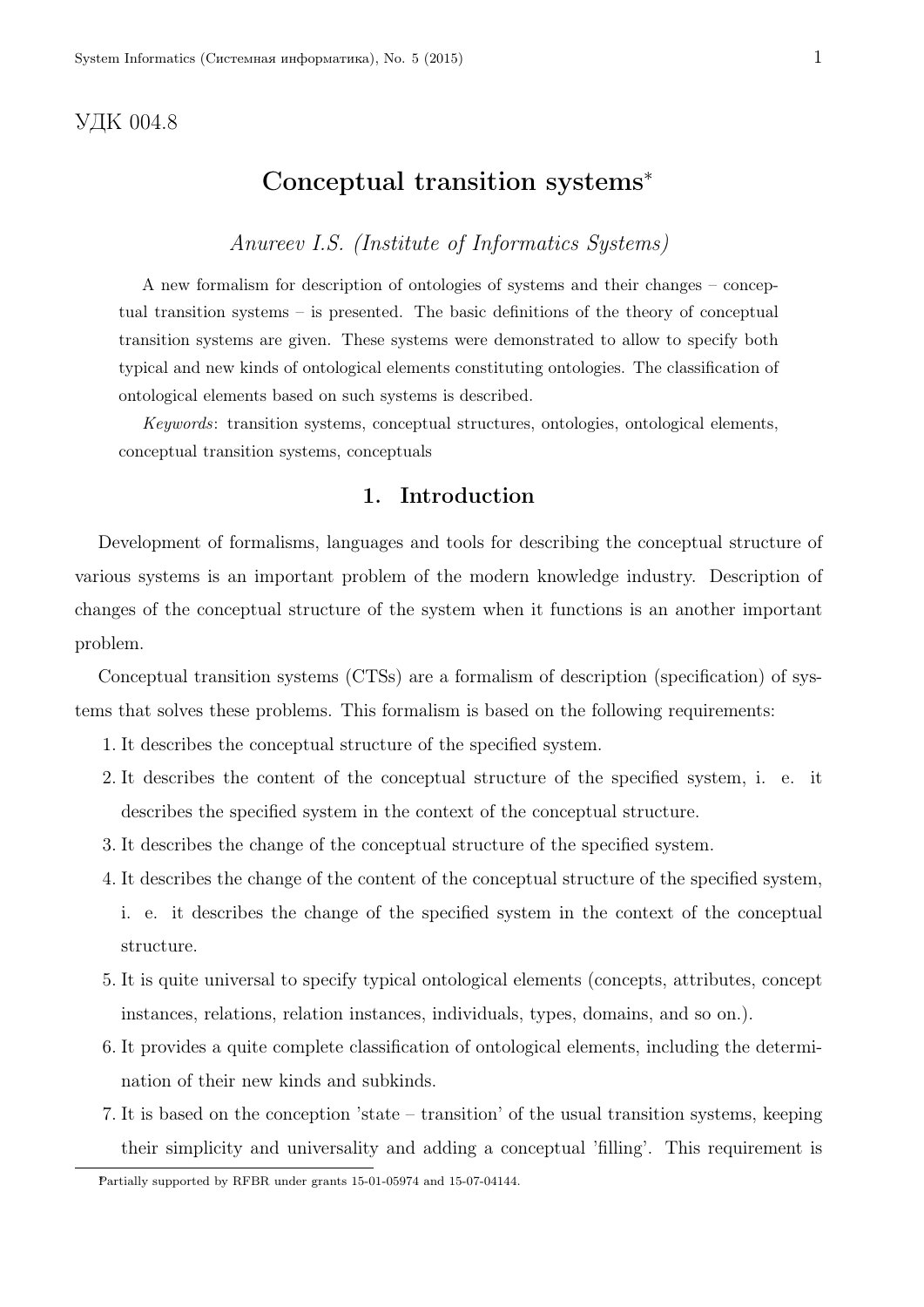УДК 004.8

# Conceptual transition systems*

*Anureev I.S. (Institute of Informatics Systems)*

A new formalism for description of ontologies of systems and their changes – conceptual transition systems – is presented. The basic definitions of the theory of conceptual transition systems are given. These systems were demonstrated to allow to specify both typical and new kinds of ontological elements constituting ontologies. The classification of ontological elements based on such systems is described.

*Keywords*: transition systems, conceptual structures, ontologies, ontological elements, conceptual transition systems, conceptuals

## 1. Introduction

Development of formalisms, languages and tools for describing the conceptual structure of various systems is an important problem of the modern knowledge industry. Description of changes of the conceptual structure of the system when it functions is an another important problem.

Conceptual transition systems (CTSs) are a formalism of description (specification) of systems that solves these problems. This formalism is based on the following requirements:

1. It describes the conceptual structure of the specified system.
2. It describes the content of the conceptual structure of the specified system, i. e. it describes the specified system in the context of the conceptual structure.
3. It describes the change of the conceptual structure of the specified system.
4. It describes the change of the content of the conceptual structure of the specified system, i. e. it describes the change of the specified system in the context of the conceptual structure.
5. It is quite universal to specify typical ontological elements (concepts, attributes, concept instances, relations, relation instances, individuals, types, domains, and so on.).
6. It provides a quite complete classification of ontological elements, including the determination of their new kinds and subkinds.
7. It is based on the conception 'state – transition' of the usual transition systems, keeping their simplicity and universality and adding a conceptual 'filling'. This requirement is

*Partially supported by RFBR under grants 15-01-05974 and 15-07-04144.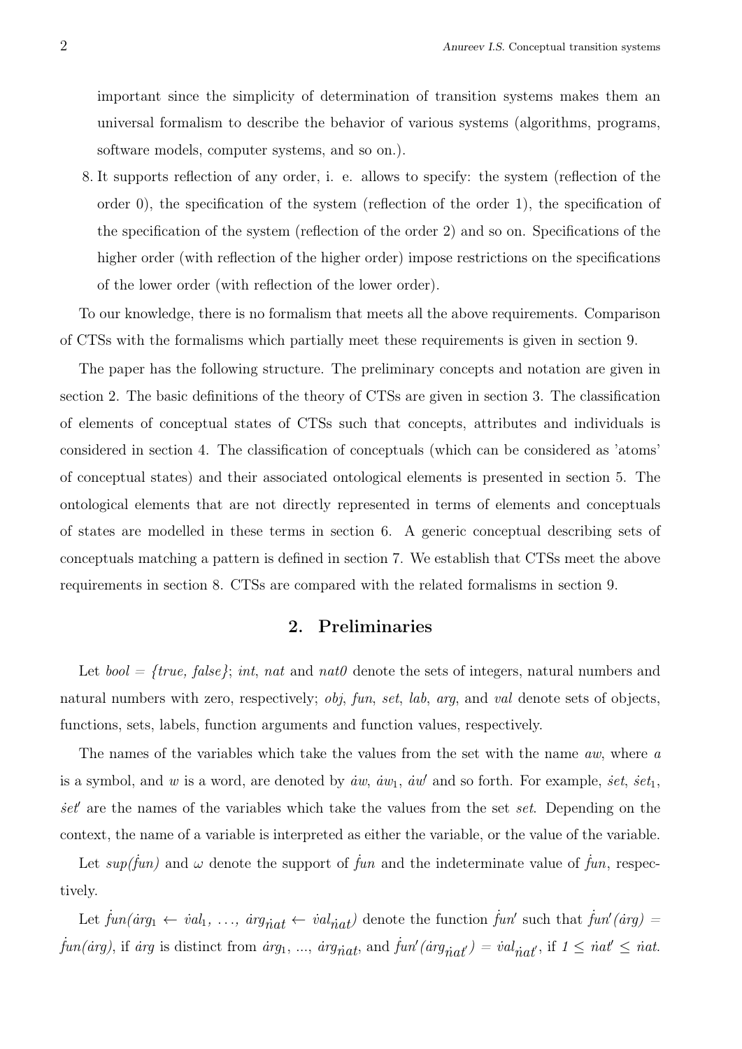important since the simplicity of determination of transition systems makes them an universal formalism to describe the behavior of various systems (algorithms, programs, software models, computer systems, and so on.).

8. It supports reflection of any order, i. e. allows to specify: the system (reflection of the order 0), the specification of the system (reflection of the order 1), the specification of the specification of the system (reflection of the order 2) and so on. Specifications of the higher order (with reflection of the higher order) impose restrictions on the specifications of the lower order (with reflection of the lower order).

To our knowledge, there is no formalism that meets all the above requirements. Comparison of CTSs with the formalisms which partially meet these requirements is given in section 9.

The paper has the following structure. The preliminary concepts and notation are given in section 2. The basic definitions of the theory of CTSs are given in section 3. The classification of elements of conceptual states of CTSs such that concepts, attributes and individuals is considered in section 4. The classification of conceptuals (which can be considered as 'atoms' of conceptual states) and their associated ontological elements is presented in section 5. The ontological elements that are not directly represented in terms of elements and conceptuals of states are modelled in these terms in section 6. A generic conceptual describing sets of conceptuals matching a pattern is defined in section 7. We establish that CTSs meet the above requirements in section 8. CTSs are compared with the related formalisms in section 9.

## 2. Preliminaries

Let *bool* = *{true, false}*; *int*, *nat* and *nat0* denote the sets of integers, natural numbers and natural numbers with zero, respectively; *obj*, *fun*, *set*, *lab*, *arg*, and *val* denote sets of objects, functions, sets, labels, function arguments and function values, respectively.

The names of the variables which take the values from the set with the name *aw*, where *a* is a symbol, and *w* is a word, are denoted by $\dot{a}w$, $\dot{a}w_1$, $\dot{a}w'$ and so forth. For example, $\dot{s}et$, $\dot{s}et_1$, $\dot{s}et'$ are the names of the variables which take the values from the set *set*. Depending on the context, the name of a variable is interpreted as either the variable, or the value of the variable.

Let $sup(\dot{f}un)$ and $\omega$ denote the support of $\dot{f}un$ and the indeterminate value of $\dot{f}un$, respectively.

Let $\dot{f}un(\dot{a}rg_1 \leftarrow \dot{v}al_1,\ \ldots,\ \dot{a}rg_{\dot{n}at} \leftarrow \dot{v}al_{\dot{n}at})$ denote the function $\dot{f}un'$ such that $\dot{f}un'(\dot{a}rg) = \dot{f}un(\dot{a}rg)$, if $\dot{a}rg$ is distinct from $\dot{a}rg_1$, ..., $\dot{a}rg_{\dot{n}at}$, and $\dot{f}un'(\dot{a}rg_{\dot{n}at'}) = \dot{v}al_{\dot{n}at'}$, if $1 \leq \dot{n}at' \leq \dot{n}at$.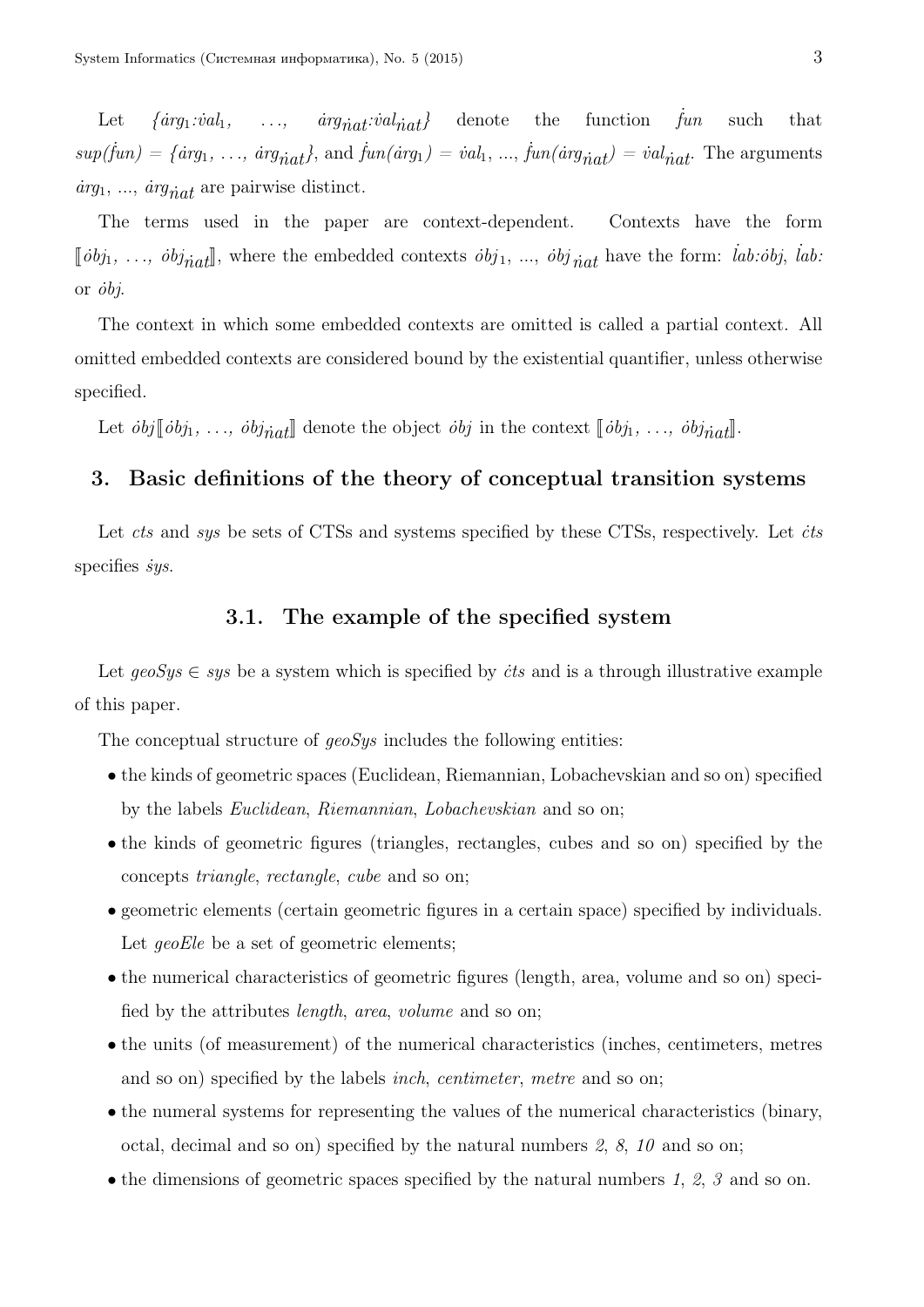Let $\{\dot{arg}_1{:}\dot{val}_1, \ldots, \dot{arg}_{\dot{nat}}{:}\dot{val}_{\dot{nat}}\}$ denote the function $\dot{fun}$ such that $sup(\dot{fun}) = \{\dot{arg}_1, \ldots, \dot{arg}_{\dot{nat}}\}$, and $\dot{fun}(\dot{arg}_1) = \dot{val}_1$, ..., $\dot{fun}(\dot{arg}_{\dot{nat}}) = \dot{val}_{\dot{nat}}$. The arguments $\dot{arg}_1$, ..., $\dot{arg}_{\dot{nat}}$ are pairwise distinct.

The terms used in the paper are context-dependent. Contexts have the form $[\![\dot{obj}_1, \ldots, \dot{obj}_{\dot{nat}}]\!]$, where the embedded contexts $\dot{obj}_1$, ..., $\dot{obj}_{\dot{nat}}$ have the form: $\dot{lab}{:}\dot{obj}$, $\dot{lab}{:}$ or $\dot{obj}$.

The context in which some embedded contexts are omitted is called a partial context. All omitted embedded contexts are considered bound by the existential quantifier, unless otherwise specified.

Let $\dot{obj}[\![\dot{obj}_1, \ldots, \dot{obj}_{\dot{nat}}]\!]$ denote the object $\dot{obj}$ in the context $[\![\dot{obj}_1, \ldots, \dot{obj}_{\dot{nat}}]\!]$.

## 3. Basic definitions of the theory of conceptual transition systems

Let *cts* and *sys* be sets of CTSs and systems specified by these CTSs, respectively. Let $\dot{cts}$ specifies $\dot{sys}$.

### 3.1. The example of the specified system

Let $geoSys \in sys$ be a system which is specified by $\dot{cts}$ and is a through illustrative example of this paper.

The conceptual structure of *geoSys* includes the following entities:

- the kinds of geometric spaces (Euclidean, Riemannian, Lobachevskian and so on) specified by the labels *Euclidean*, *Riemannian*, *Lobachevskian* and so on;
- the kinds of geometric figures (triangles, rectangles, cubes and so on) specified by the concepts *triangle*, *rectangle*, *cube* and so on;
- geometric elements (certain geometric figures in a certain space) specified by individuals. Let *geoEle* be a set of geometric elements;
- the numerical characteristics of geometric figures (length, area, volume and so on) specified by the attributes *length*, *area*, *volume* and so on;
- the units (of measurement) of the numerical characteristics (inches, centimeters, metres and so on) specified by the labels *inch*, *centimeter*, *metre* and so on;
- the numeral systems for representing the values of the numerical characteristics (binary, octal, decimal and so on) specified by the natural numbers *2*, *8*, *10* and so on;
- the dimensions of geometric spaces specified by the natural numbers *1*, *2*, *3* and so on.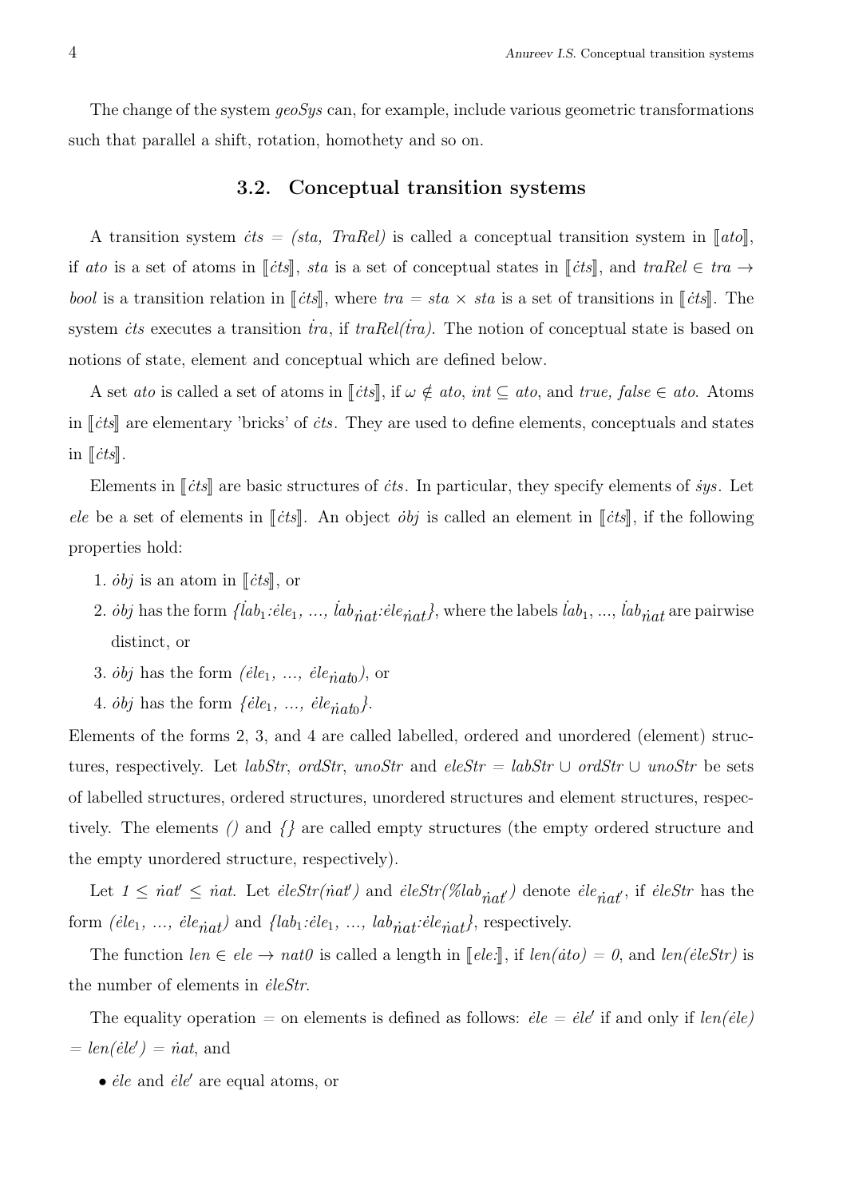The change of the system *geoSys* can, for example, include various geometric transformations such that parallel a shift, rotation, homothety and so on.

### 3.2. Conceptual transition systems

A transition system $\dot{cts}$ = *(sta, TraRel)* is called a conceptual transition system in $[\![ato]\!]$, if *ato* is a set of atoms in $[\![\dot{cts}]\!]$, *sta* is a set of conceptual states in $[\![\dot{cts}]\!]$, and $traRel \in tra \rightarrow bool$ is a transition relation in $[\![\dot{cts}]\!]$, where $tra = sta \times sta$ is a set of transitions in $[\![\dot{cts}]\!]$. The system $\dot{cts}$ executes a transition $\dot{tra}$, if $traRel(\dot{tra})$. The notion of conceptual state is based on notions of state, element and conceptual which are defined below.

A set *ato* is called a set of atoms in $[\![\dot{cts}]\!]$, if $\omega \notin ato$, $int \subseteq ato$, and $true, false \in ato$. Atoms in $[\![\dot{cts}]\!]$ are elementary 'bricks' of $\dot{cts}$. They are used to define elements, conceptuals and states in $[\![\dot{cts}]\!]$.

Elements in $[\![\dot{cts}]\!]$ are basic structures of $\dot{cts}$. In particular, they specify elements of $\dot{sys}$. Let *ele* be a set of elements in $[\![\dot{cts}]\!]$. An object $\dot{obj}$ is called an element in $[\![\dot{cts}]\!]$, if the following properties hold:

1. $\dot{obj}$ is an atom in $[\![\dot{cts}]\!]$, or
2. $\dot{obj}$ has the form $\{\dot{lab}_1{:}\dot{ele}_1, ..., \dot{lab}_{\dot{nat}}{:}\dot{ele}_{\dot{nat}}\}$, where the labels $\dot{lab}_1, ..., \dot{lab}_{\dot{nat}}$ are pairwise distinct, or
3. $\dot{obj}$ has the form $(\dot{ele}_1, ..., \dot{ele}_{\dot{nat0}})$, or
4. $\dot{obj}$ has the form $\{\dot{ele}_1, ..., \dot{ele}_{\dot{nat0}}\}$.

Elements of the forms 2, 3, and 4 are called labelled, ordered and unordered (element) structures, respectively. Let *labStr*, *ordStr*, *unoStr* and $eleStr = labStr \cup ordStr \cup unoStr$ be sets of labelled structures, ordered structures, unordered structures and element structures, respectively. The elements *()* and *{}* are called empty structures (the empty ordered structure and the empty unordered structure, respectively).

Let $1 \leq \dot{nat}' \leq \dot{nat}$. Let $\dot{eleStr}(\dot{nat}')$ and $\dot{eleStr}(\%lab_{\dot{nat}'})$ denote $\dot{ele}_{\dot{nat}'}$, if $\dot{eleStr}$ has the form $(\dot{ele}_1, ..., \dot{ele}_{\dot{nat}})$ and $\{lab_1{:}\dot{ele}_1, ..., lab_{\dot{nat}}{:}\dot{ele}_{\dot{nat}}\}$, respectively.

The function $len \in ele \rightarrow nat0$ is called a length in $[\![ele{:}]\!]$, if $len(\dot{ato}) = 0$, and $len(\dot{eleStr})$ is the number of elements in $\dot{eleStr}$.

The equality operation $=$ on elements is defined as follows: $\dot{ele} = \dot{ele}'$ if and only if $len(\dot{ele}) = len(\dot{ele}') = \dot{nat}$, and

- $\dot{ele}$ and $\dot{ele}'$ are equal atoms, or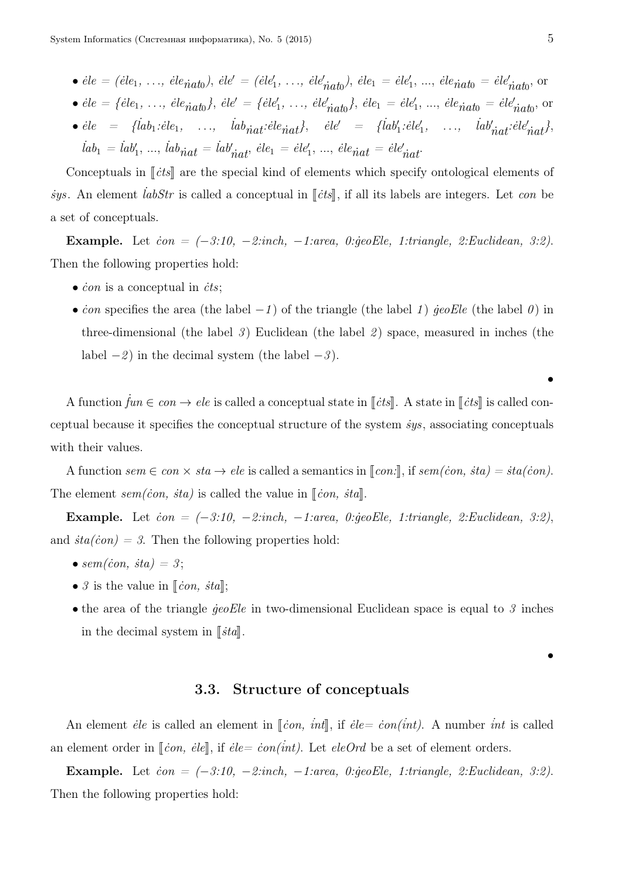- $\dot{ele}$ = ($\dot{ele}_1$, …, $\dot{ele}_{\dot{nat}0}$), $\dot{ele}'$ = ($\dot{ele}'_1$, …, $\dot{ele}'_{\dot{nat}0}$), $\dot{ele}_1 = \dot{ele}'_1$, ..., $\dot{ele}_{\dot{nat}0} = \dot{ele}'_{\dot{nat}0}$, or
- $\dot{ele}$ = {$\dot{ele}_1$, …, $\dot{ele}_{\dot{nat}0}$}, $\dot{ele}'$ = {$\dot{ele}'_1$, …, $\dot{ele}'_{\dot{nat}0}$}, $\dot{ele}_1 = \dot{ele}'_1$, ..., $\dot{ele}_{\dot{nat}0} = \dot{ele}'_{\dot{nat}0}$, or
- $\dot{ele}$ = {$\dot{lab}_1$:$\dot{ele}_1$, …, $\dot{lab}_{\dot{nat}}$:$\dot{ele}_{\dot{nat}}$}, $\dot{ele}'$ = {$\dot{lab}'_1$:$\dot{ele}'_1$, …, $\dot{lab}'_{\dot{nat}}$:$\dot{ele}'_{\dot{nat}}$}, $\dot{lab}_1 = \dot{lab}'_1$, ..., $\dot{lab}_{\dot{nat}} = \dot{lab}'_{\dot{nat}}$, $\dot{ele}_1 = \dot{ele}'_1$, ..., $\dot{ele}_{\dot{nat}} = \dot{ele}'_{\dot{nat}}$.

Conceptuals in ⟦$\dot{cts}$⟧ are the special kind of elements which specify ontological elements of $\dot{sys}$. An element $\dot{labStr}$ is called a conceptual in ⟦$\dot{cts}$⟧, if all its labels are integers. Let *con* be a set of conceptuals.

**Example.** Let $\dot{con}$ = (−*3*:*10*, −*2*:*inch*, −*1*:*area*, *0*:$\dot{geoEle}$, *1*:*triangle*, *2*:*Euclidean*, *3*:*2*). Then the following properties hold:

- $\dot{con}$ is a conceptual in $\dot{cts}$;
- $\dot{con}$ specifies the area (the label −*1*) of the triangle (the label *1*) $\dot{geoEle}$ (the label *0*) in three-dimensional (the label *3*) Euclidean (the label *2*) space, measured in inches (the label −*2*) in the decimal system (the label −*3*).

•

A function $\dot{fun} \in con \to ele$ is called a conceptual state in ⟦$\dot{cts}$⟧. A state in ⟦$\dot{cts}$⟧ is called conceptual because it specifies the conceptual structure of the system $\dot{sys}$, associating conceptuals with their values.

A function *sem* ∈ *con* × *sta* → *ele* is called a semantics in ⟦*con*:⟧, if *sem*($\dot{con}$, $\dot{sta}$) = $\dot{sta}$($\dot{con}$). The element *sem*($\dot{con}$, $\dot{sta}$) is called the value in ⟦$\dot{con}$, $\dot{sta}$⟧.

**Example.** Let $\dot{con}$ = (−*3*:*10*, −*2*:*inch*, −*1*:*area*, *0*:$\dot{geoEle}$, *1*:*triangle*, *2*:*Euclidean*, *3*:*2*), and $\dot{sta}$($\dot{con}$) = *3*. Then the following properties hold:

- *sem*($\dot{con}$, $\dot{sta}$) = *3*;
- *3* is the value in ⟦$\dot{con}$, $\dot{sta}$⟧;
- the area of the triangle $\dot{geoEle}$ in two-dimensional Euclidean space is equal to *3* inches in the decimal system in ⟦$\dot{sta}$⟧.

•

### 3.3. Structure of conceptuals

An element $\dot{ele}$ is called an element in ⟦$\dot{con}$, $\dot{int}$⟧, if $\dot{ele}$= $\dot{con}$($\dot{int}$). A number $\dot{int}$ is called an element order in ⟦$\dot{con}$, $\dot{ele}$⟧, if $\dot{ele}$= $\dot{con}$($\dot{int}$). Let *eleOrd* be a set of element orders.

**Example.** Let $\dot{con}$ = (−*3*:*10*, −*2*:*inch*, −*1*:*area*, *0*:$\dot{geoEle}$, *1*:*triangle*, *2*:*Euclidean*, *3*:*2*). Then the following properties hold: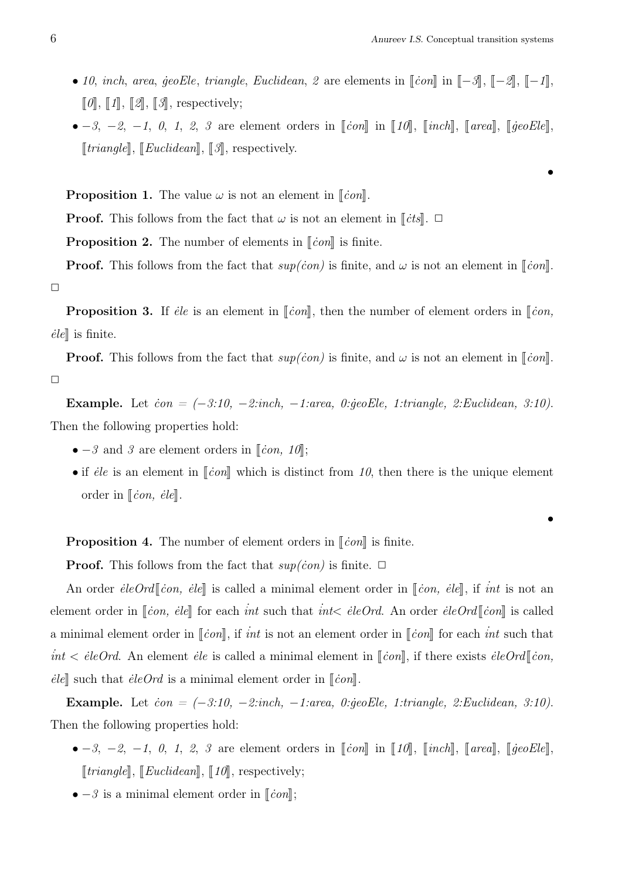- *10*, *inch*, *area*, *ġeoEle*, *triangle*, *Euclidean*, *2* are elements in ⟦*ċon*⟧ in ⟦*−3*⟧, ⟦*−2*⟧, ⟦*−1*⟧, ⟦*0*⟧, ⟦*1*⟧, ⟦*2*⟧, ⟦*3*⟧, respectively;
- *−3*, *−2*, *−1*, *0*, *1*, *2*, *3* are element orders in ⟦*ċon*⟧ in ⟦*10*⟧, ⟦*inch*⟧, ⟦*area*⟧, ⟦*ġeoEle*⟧, ⟦*triangle*⟧, ⟦*Euclidean*⟧, ⟦*3*⟧, respectively.

•

**Proposition 1.** The value $\omega$ is not an element in ⟦*ċon*⟧.

**Proof.** This follows from the fact that $\omega$ is not an element in ⟦*ċts*⟧. □

**Proposition 2.** The number of elements in ⟦*ċon*⟧ is finite.

**Proof.** This follows from the fact that *sup(ċon)* is finite, and $\omega$ is not an element in ⟦*ċon*⟧. □

**Proposition 3.** If *ėle* is an element in ⟦*ċon*⟧, then the number of element orders in ⟦*ċon, ėle*⟧ is finite.

**Proof.** This follows from the fact that *sup(ċon)* is finite, and $\omega$ is not an element in ⟦*ċon*⟧. □

**Example.** Let *ċon = (−3:10, −2:inch, −1:area, 0:ġeoEle, 1:triangle, 2:Euclidean, 3:10)*. Then the following properties hold:

- *−3* and *3* are element orders in ⟦*ċon, 10*⟧;
- if *ėle* is an element in ⟦*ċon*⟧ which is distinct from *10*, then there is the unique element order in ⟦*ċon, ėle*⟧.

•

**Proposition 4.** The number of element orders in ⟦*ċon*⟧ is finite.

**Proof.** This follows from the fact that *sup(ċon)* is finite. □

An order *ėleOrd*⟦*ċon, ėle*⟧ is called a minimal element order in ⟦*ċon, ėle*⟧, if *i̇nt* is not an element order in ⟦*ċon, ėle*⟧ for each *i̇nt* such that *i̇nt< ėleOrd*. An order *ėleOrd*⟦*ċon*⟧ is called a minimal element order in ⟦*ċon*⟧, if *i̇nt* is not an element order in ⟦*ċon*⟧ for each *i̇nt* such that *i̇nt < ėleOrd*. An element *ėle* is called a minimal element in ⟦*ċon*⟧, if there exists *ėleOrd*⟦*ċon, ėle*⟧ such that *ėleOrd* is a minimal element order in ⟦*ċon*⟧.

**Example.** Let *ċon = (−3:10, −2:inch, −1:area, 0:ġeoEle, 1:triangle, 2:Euclidean, 3:10)*. Then the following properties hold:

- *−3*, *−2*, *−1*, *0*, *1*, *2*, *3* are element orders in ⟦*ċon*⟧ in ⟦*10*⟧, ⟦*inch*⟧, ⟦*area*⟧, ⟦*ġeoEle*⟧, ⟦*triangle*⟧, ⟦*Euclidean*⟧, ⟦*10*⟧, respectively;
- *−3* is a minimal element order in ⟦*ċon*⟧;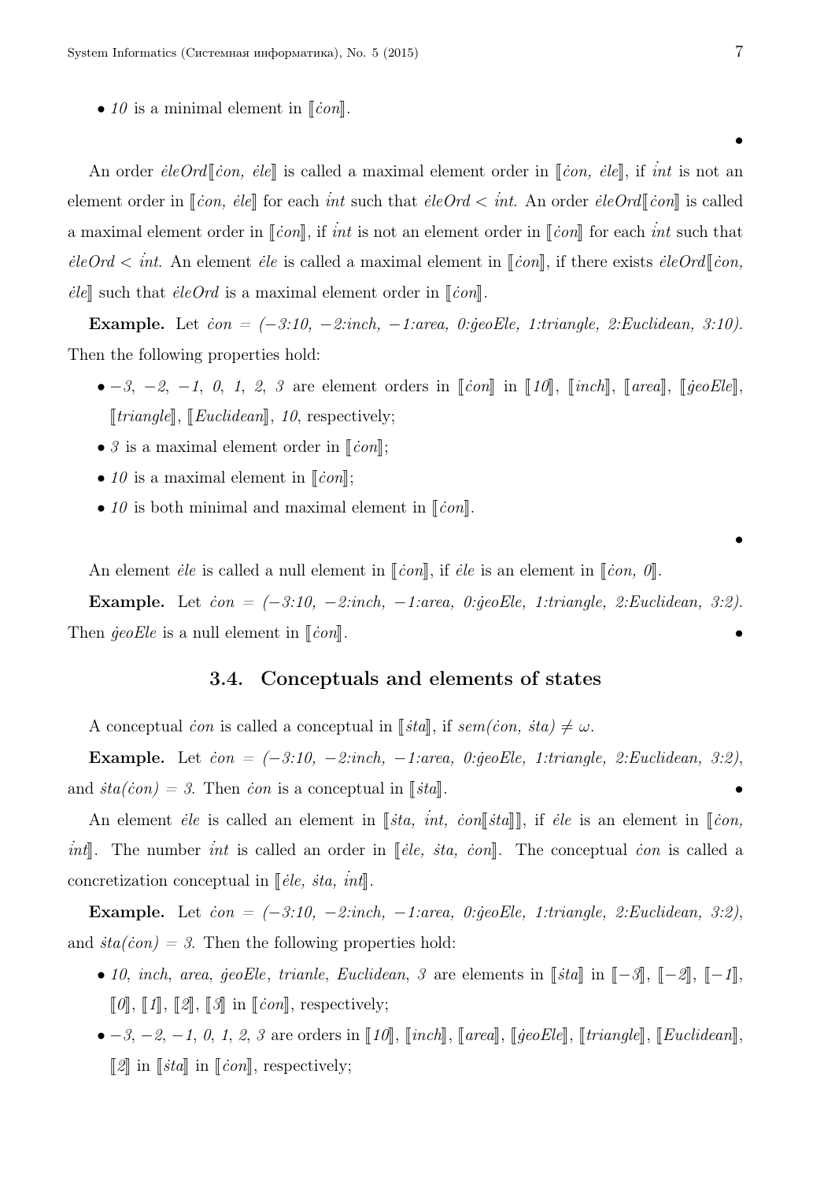- *10* is a minimal element in ⟦*ċon*⟧.

•

An order *ėleOrd*⟦*ċon, ėle*⟧ is called a maximal element order in ⟦*ċon, ėle*⟧, if *int* is not an element order in ⟦*ċon, ėle*⟧ for each *int* such that *ėleOrd* < *int*. An order *ėleOrd*⟦*ċon*⟧ is called a maximal element order in ⟦*ċon*⟧, if *int* is not an element order in ⟦*ċon*⟧ for each *int* such that *ėleOrd* < *int*. An element *ėle* is called a maximal element in ⟦*ċon*⟧, if there exists *ėleOrd*⟦*ċon, ėle*⟧ such that *ėleOrd* is a maximal element order in ⟦*ċon*⟧.

**Example.** Let *ċon = (−3:10, −2:inch, −1:area, 0:ġeoEle, 1:triangle, 2:Euclidean, 3:10)*. Then the following properties hold:

- *−3, −2, −1, 0, 1, 2, 3* are element orders in ⟦*ċon*⟧ in ⟦*10*⟧, ⟦*inch*⟧, ⟦*area*⟧, ⟦*ġeoEle*⟧, ⟦*triangle*⟧, ⟦*Euclidean*⟧, *10*, respectively;
- *3* is a maximal element order in ⟦*ċon*⟧;
- *10* is a maximal element in ⟦*ċon*⟧;
- *10* is both minimal and maximal element in ⟦*ċon*⟧.

•

An element *ėle* is called a null element in ⟦*ċon*⟧, if *ėle* is an element in ⟦*ċon, 0*⟧.

**Example.** Let *ċon = (−3:10, −2:inch, −1:area, 0:ġeoEle, 1:triangle, 2:Euclidean, 3:2)*. Then *ġeoEle* is a null element in ⟦*ċon*⟧. •

### 3.4. Conceptuals and elements of states

A conceptual *ċon* is called a conceptual in ⟦*ṡta*⟧, if *sem(ċon, ṡta)* $\neq \omega$.

**Example.** Let *ċon = (−3:10, −2:inch, −1:area, 0:ġeoEle, 1:triangle, 2:Euclidean, 3:2)*, and *ṡta(ċon) = 3*. Then *ċon* is a conceptual in ⟦*ṡta*⟧. •

An element *ėle* is called an element in ⟦*ṡta, int, ċon*⟦*ṡta*⟧⟧, if *ėle* is an element in ⟦*ċon, int*⟧. The number *int* is called an order in ⟦*ėle, ṡta, ċon*⟧. The conceptual *ċon* is called a concretization conceptual in ⟦*ėle, ṡta, int*⟧.

**Example.** Let *ċon = (−3:10, −2:inch, −1:area, 0:ġeoEle, 1:triangle, 2:Euclidean, 3:2)*, and *ṡta(ċon) = 3*. Then the following properties hold:

- *10*, *inch*, *area*, *ġeoEle*, *trianle*, *Euclidean*, *3* are elements in ⟦*ṡta*⟧ in ⟦*−3*⟧, ⟦*−2*⟧, ⟦*−1*⟧, ⟦*0*⟧, ⟦*1*⟧, ⟦*2*⟧, ⟦*3*⟧ in ⟦*ċon*⟧, respectively;
- *−3, −2, −1, 0, 1, 2, 3* are orders in ⟦*10*⟧, ⟦*inch*⟧, ⟦*area*⟧, ⟦*ġeoEle*⟧, ⟦*triangle*⟧, ⟦*Euclidean*⟧, ⟦*2*⟧ in ⟦*ṡta*⟧ in ⟦*ċon*⟧, respectively;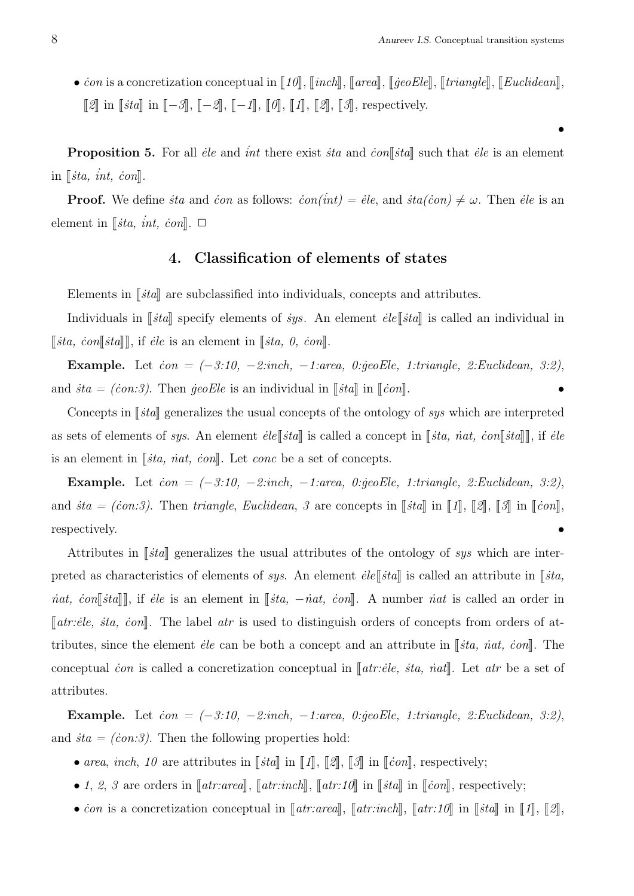- $\dot{c}on$ is a concretization conceptual in ⟦*10*⟧, ⟦*inch*⟧, ⟦*area*⟧, ⟦$\dot{g}eoEle$⟧, ⟦*triangle*⟧, ⟦*Euclidean*⟧, ⟦*2*⟧ in ⟦$\dot{s}ta$⟧ in ⟦*−3*⟧, ⟦*−2*⟧, ⟦*−1*⟧, ⟦*0*⟧, ⟦*1*⟧, ⟦*2*⟧, ⟦*3*⟧, respectively.

•

**Proposition 5.** For all $\dot{e}le$ and $\dot{i}nt$ there exist $\dot{s}ta$ and $\dot{c}on$⟦$\dot{s}ta$⟧ such that $\dot{e}le$ is an element in ⟦$\dot{s}ta$, $\dot{i}nt$, $\dot{c}on$⟧.

**Proof.** We define $\dot{s}ta$ and $\dot{c}on$ as follows: $\dot{c}on(\dot{i}nt) = \dot{e}le$, and $\dot{s}ta(\dot{c}on) \neq \omega$. Then $\dot{e}le$ is an element in ⟦$\dot{s}ta$, $\dot{i}nt$, $\dot{c}on$⟧. □

## 4. Classification of elements of states

Elements in ⟦$\dot{s}ta$⟧ are subclassified into individuals, concepts and attributes.

Individuals in ⟦$\dot{s}ta$⟧ specify elements of $\dot{s}ys$. An element $\dot{e}le$⟦$\dot{s}ta$⟧ is called an individual in ⟦$\dot{s}ta$, $\dot{c}on$⟦$\dot{s}ta$⟧⟧, if $\dot{e}le$ is an element in ⟦$\dot{s}ta$, *0*, $\dot{c}on$⟧.

**Example.** Let $\dot{c}on$ = *(−3:10, −2:inch, −1:area, 0:*$\dot{g}eoEle$*, 1:triangle, 2:Euclidean, 3:2)*, and $\dot{s}ta$ = *(*$\dot{c}on$*:3)*. Then $\dot{g}eoEle$ is an individual in ⟦$\dot{s}ta$⟧ in ⟦$\dot{c}on$⟧. •

Concepts in ⟦$\dot{s}ta$⟧ generalizes the usual concepts of the ontology of *sys* which are interpreted as sets of elements of *sys*. An element $\dot{e}le$⟦$\dot{s}ta$⟧ is called a concept in ⟦$\dot{s}ta$, $\dot{n}at$, $\dot{c}on$⟦$\dot{s}ta$⟧⟧, if $\dot{e}le$ is an element in ⟦$\dot{s}ta$, $\dot{n}at$, $\dot{c}on$⟧. Let *conc* be a set of concepts.

**Example.** Let $\dot{c}on$ = *(−3:10, −2:inch, −1:area, 0:*$\dot{g}eoEle$*, 1:triangle, 2:Euclidean, 3:2)*, and $\dot{s}ta$ = *(*$\dot{c}on$*:3)*. Then *triangle*, *Euclidean*, *3* are concepts in ⟦$\dot{s}ta$⟧ in ⟦*1*⟧, ⟦*2*⟧, ⟦*3*⟧ in ⟦$\dot{c}on$⟧, respectively. •

Attributes in ⟦$\dot{s}ta$⟧ generalizes the usual attributes of the ontology of *sys* which are interpreted as characteristics of elements of *sys*. An element $\dot{e}le$⟦$\dot{s}ta$⟧ is called an attribute in ⟦$\dot{s}ta$, $\dot{n}at$, $\dot{c}on$⟦$\dot{s}ta$⟧⟧, if $\dot{e}le$ is an element in ⟦$\dot{s}ta$, $-\dot{n}at$, $\dot{c}on$⟧. A number $\dot{n}at$ is called an order in ⟦*atr:*$\dot{e}le$, $\dot{s}ta$, $\dot{c}on$⟧. The label *atr* is used to distinguish orders of concepts from orders of attributes, since the element $\dot{e}le$ can be both a concept and an attribute in ⟦$\dot{s}ta$, $\dot{n}at$, $\dot{c}on$⟧. The conceptual $\dot{c}on$ is called a concretization conceptual in ⟦*atr:*$\dot{e}le$, $\dot{s}ta$, $\dot{n}at$⟧. Let *atr* be a set of attributes.

**Example.** Let $\dot{c}on$ = *(−3:10, −2:inch, −1:area, 0:*$\dot{g}eoEle$*, 1:triangle, 2:Euclidean, 3:2)*, and $\dot{s}ta$ = *(*$\dot{c}on$*:3)*. Then the following properties hold:

- *area*, *inch*, *10* are attributes in ⟦$\dot{s}ta$⟧ in ⟦*1*⟧, ⟦*2*⟧, ⟦*3*⟧ in ⟦$\dot{c}on$⟧, respectively;
- *1*, *2*, *3* are orders in ⟦*atr:area*⟧, ⟦*atr:inch*⟧, ⟦*atr:10*⟧ in ⟦$\dot{s}ta$⟧ in ⟦$\dot{c}on$⟧, respectively;
- $\dot{c}on$ is a concretization conceptual in ⟦*atr:area*⟧, ⟦*atr:inch*⟧, ⟦*atr:10*⟧ in ⟦$\dot{s}ta$⟧ in ⟦*1*⟧, ⟦*2*⟧,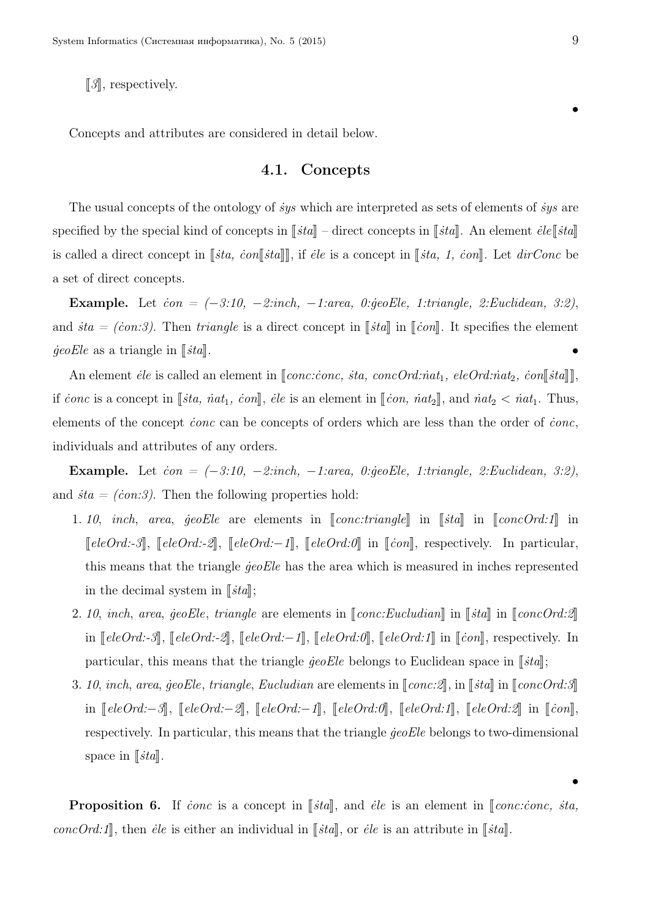⟦3⟧, respectively.

•

Concepts and attributes are considered in detail below.

### 4.1. Concepts

The usual concepts of the ontology of *ṡys* which are interpreted as sets of elements of *ṡys* are specified by the special kind of concepts in ⟦*ṡta*⟧ – direct concepts in ⟦*ṡta*⟧. An element *ėle*⟦*ṡta*⟧ is called a direct concept in ⟦*ṡta, ċon*⟦*ṡta*⟧⟧, if *ėle* is a concept in ⟦*ṡta, 1, ċon*⟧. Let *dirConc* be a set of direct concepts.

**Example.** Let *ċon = (−3:10, −2:inch, −1:area, 0:ġeoEle, 1:triangle, 2:Euclidean, 3:2)*, and *ṡta = (ċon:3)*. Then *triangle* is a direct concept in ⟦*ṡta*⟧ in ⟦*ċon*⟧. It specifies the element *ġeoEle* as a triangle in ⟦*ṡta*⟧. •

An element *ėle* is called an element in ⟦*conc:ċonc, ṡta, concOrd:ṅat*$_1$*, eleOrd:ṅat*$_2$*, ċon*⟦*ṡta*⟧⟧, if *ċonc* is a concept in ⟦*ṡta, ṅat*$_1$*, ċon*⟧, *ėle* is an element in ⟦*ċon, ṅat*$_2$⟧, and *ṅat*$_2$ < *ṅat*$_1$. Thus, elements of the concept *ċonc* can be concepts of orders which are less than the order of *ċonc*, individuals and attributes of any orders.

**Example.** Let *ċon = (−3:10, −2:inch, −1:area, 0:ġeoEle, 1:triangle, 2:Euclidean, 3:2)*, and *ṡta = (ċon:3)*. Then the following properties hold:

1. *10*, *inch*, *area*, *ġeoEle* are elements in ⟦*conc:triangle*⟧ in ⟦*ṡta*⟧ in ⟦*concOrd:1*⟧ in ⟦*eleOrd:-3*⟧, ⟦*eleOrd:-2*⟧, ⟦*eleOrd:−1*⟧, ⟦*eleOrd:0*⟧ in ⟦*ċon*⟧, respectively. In particular, this means that the triangle *ġeoEle* has the area which is measured in inches represented in the decimal system in ⟦*ṡta*⟧;
2. *10*, *inch*, *area*, *ġeoEle*, *triangle* are elements in ⟦*conc:Eucludian*⟧ in ⟦*ṡta*⟧ in ⟦*concOrd:2*⟧ in ⟦*eleOrd:-3*⟧, ⟦*eleOrd:-2*⟧, ⟦*eleOrd:−1*⟧, ⟦*eleOrd:0*⟧, ⟦*eleOrd:1*⟧ in ⟦*ċon*⟧, respectively. In particular, this means that the triangle *ġeoEle* belongs to Euclidean space in ⟦*ṡta*⟧;
3. *10*, *inch*, *area*, *ġeoEle*, *triangle*, *Eucludian* are elements in ⟦*conc:2*⟧, in ⟦*ṡta*⟧ in ⟦*concOrd:3*⟧ in ⟦*eleOrd:−3*⟧, ⟦*eleOrd:−2*⟧, ⟦*eleOrd:−1*⟧, ⟦*eleOrd:0*⟧, ⟦*eleOrd:1*⟧, ⟦*eleOrd:2*⟧ in ⟦*ċon*⟧, respectively. In particular, this means that the triangle *ġeoEle* belongs to two-dimensional space in ⟦*ṡta*⟧.

•

**Proposition 6.** If *ċonc* is a concept in ⟦*ṡta*⟧, and *ėle* is an element in ⟦*conc:ċonc, ṡta, concOrd:1*⟧, then *ėle* is either an individual in ⟦*ṡta*⟧, or *ėle* is an attribute in ⟦*ṡta*⟧.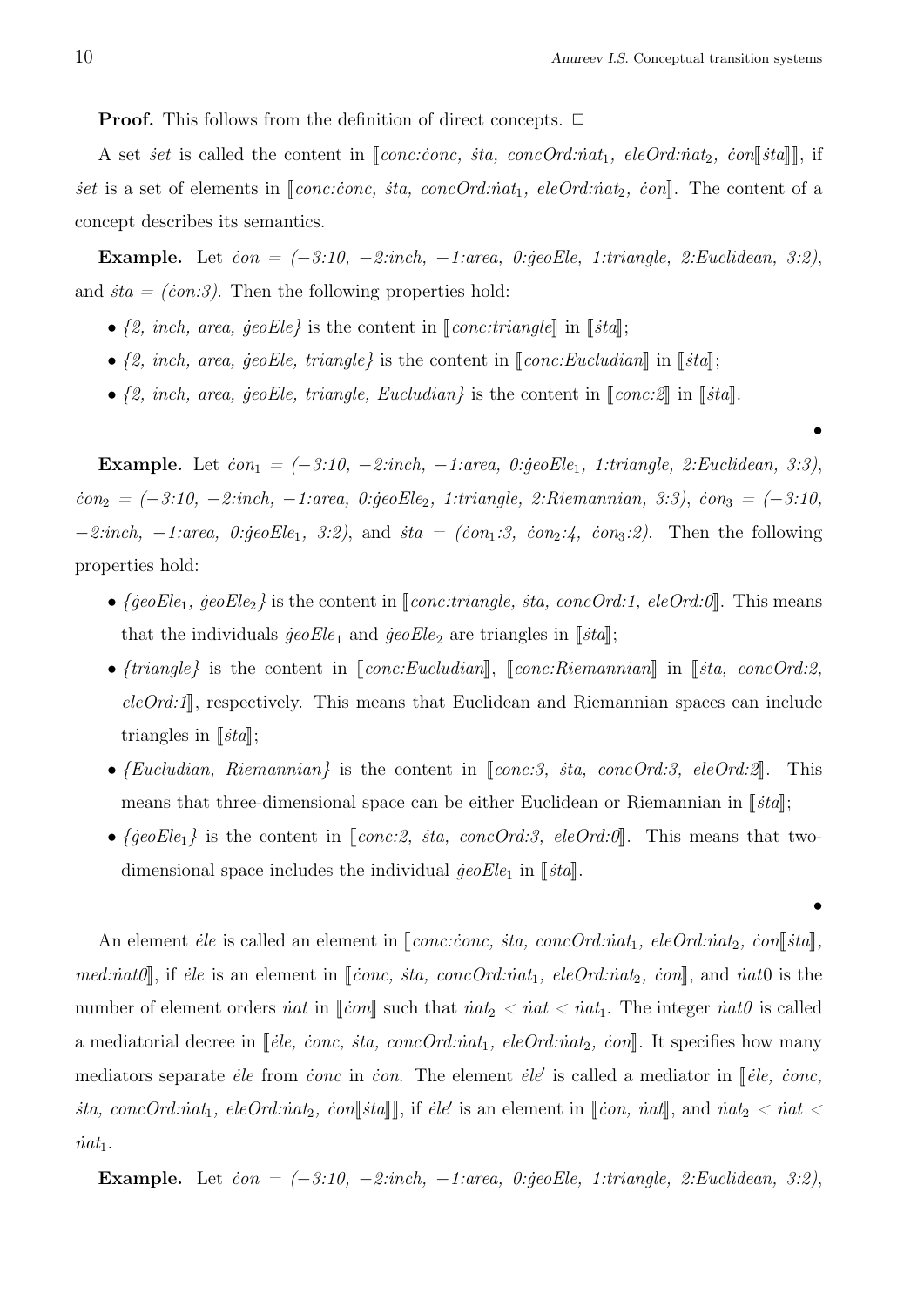**Proof.** This follows from the definition of direct concepts. □

A set *ṡet* is called the content in ⟦*conc:ċonc, ṡta, concOrd:ṅat*$_1$*, eleOrd:ṅat*$_2$*, ċon*⟦*ṡta*⟧⟧, if *ṡet* is a set of elements in ⟦*conc:ċonc, ṡta, concOrd:ṅat*$_1$*, eleOrd:ṅat*$_2$*, ċon*⟧. The content of a concept describes its semantics.

**Example.** Let *ċon = (−3:10, −2:inch, −1:area, 0:ġeoEle, 1:triangle, 2:Euclidean, 3:2)*, and *ṡta = (ċon:3)*. Then the following properties hold:

- *{2, inch, area, ġeoEle}* is the content in ⟦*conc:triangle*⟧ in ⟦*ṡta*⟧;
- *{2, inch, area, ġeoEle, triangle}* is the content in ⟦*conc:Eucludian*⟧ in ⟦*ṡta*⟧;
- *{2, inch, area, ġeoEle, triangle, Eucludian}* is the content in ⟦*conc:2*⟧ in ⟦*ṡta*⟧.

•

**Example.** Let *ċon*$_1$ *= (−3:10, −2:inch, −1:area, 0:ġeoEle*$_1$*, 1:triangle, 2:Euclidean, 3:3)*, *ċon*$_2$ *= (−3:10, −2:inch, −1:area, 0:ġeoEle*$_2$*, 1:triangle, 2:Riemannian, 3:3)*, *ċon*$_3$ *= (−3:10, −2:inch, −1:area, 0:ġeoEle*$_1$*, 3:2)*, and *ṡta = (ċon*$_1$*:3, ċon*$_2$*:4, ċon*$_3$*:2)*. Then the following properties hold:

- *{ġeoEle*$_1$*, ġeoEle*$_2$*}* is the content in ⟦*conc:triangle, ṡta, concOrd:1, eleOrd:0*⟧. This means that the individuals *ġeoEle*$_1$ and *ġeoEle*$_2$ are triangles in ⟦*ṡta*⟧;
- *{triangle}* is the content in ⟦*conc:Eucludian*⟧, ⟦*conc:Riemannian*⟧ in ⟦*ṡta, concOrd:2, eleOrd:1*⟧, respectively. This means that Euclidean and Riemannian spaces can include triangles in ⟦*ṡta*⟧;
- *{Eucludian, Riemannian}* is the content in ⟦*conc:3, ṡta, concOrd:3, eleOrd:2*⟧. This means that three-dimensional space can be either Euclidean or Riemannian in ⟦*ṡta*⟧;
- *{ġeoEle*$_1$*}* is the content in ⟦*conc:2, ṡta, concOrd:3, eleOrd:0*⟧. This means that two-dimensional space includes the individual *ġeoEle*$_1$ in ⟦*ṡta*⟧.

•

An element *ėle* is called an element in ⟦*conc:ċonc, ṡta, concOrd:ṅat*$_1$*, eleOrd:ṅat*$_2$*, ċon*⟦*ṡta*⟧*, med:ṅat0*⟧, if *ėle* is an element in ⟦*ċonc, ṡta, concOrd:ṅat*$_1$*, eleOrd:ṅat*$_2$*, ċon*⟧, and *ṅat*0 is the number of element orders *ṅat* in ⟦*ċon*⟧ such that *ṅat*$_2$ < *ṅat* < *ṅat*$_1$. The integer *ṅat0* is called a mediatorial decree in ⟦*ėle, ċonc, ṡta, concOrd:ṅat*$_1$*, eleOrd:ṅat*$_2$*, ċon*⟧. It specifies how many mediators separate *ėle* from *ċonc* in *ċon*. The element *ėle′* is called a mediator in ⟦*ėle, ċonc, ṡta, concOrd:ṅat*$_1$*, eleOrd:ṅat*$_2$*, ċon*⟦*ṡta*⟧⟧, if *ėle′* is an element in ⟦*ċon, ṅat*⟧, and *ṅat*$_2$ < *ṅat* < *ṅat*$_1$.

**Example.** Let *ċon = (−3:10, −2:inch, −1:area, 0:ġeoEle, 1:triangle, 2:Euclidean, 3:2)*,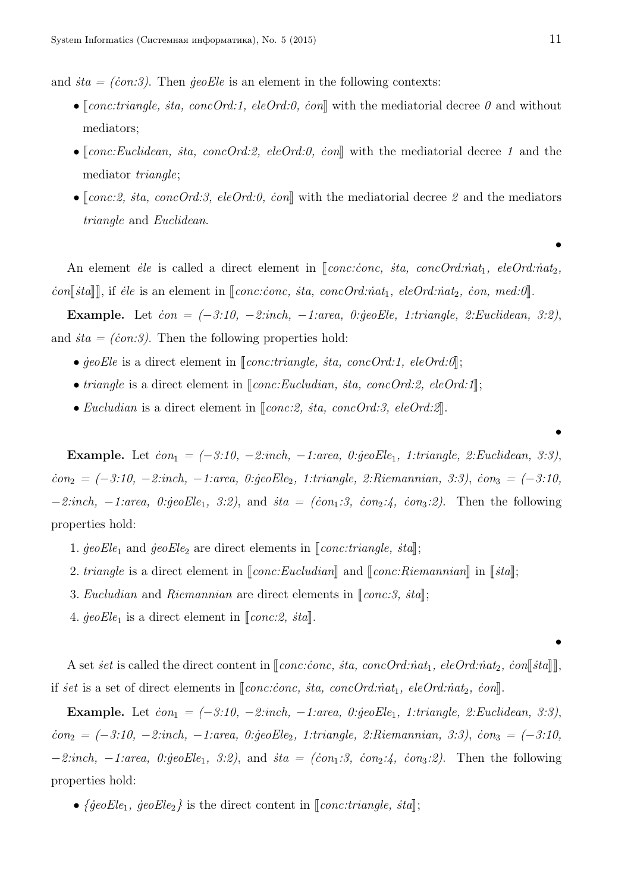and *ṡta = (ċon:3)*. Then *ġeoEle* is an element in the following contexts:

- ⟦*conc:triangle, ṡta, concOrd:1, eleOrd:0, ċon*⟧ with the mediatorial decree *0* and without mediators;
- ⟦*conc:Euclidean, ṡta, concOrd:2, eleOrd:0, ċon*⟧ with the mediatorial decree *1* and the mediator *triangle*;
- ⟦*conc:2, ṡta, concOrd:3, eleOrd:0, ċon*⟧ with the mediatorial decree *2* and the mediators *triangle* and *Euclidean*.

•

An element *ėle* is called a direct element in ⟦*conc:ċonc, ṡta, concOrd:ṅat*$_1$*, eleOrd:ṅat*$_2$*, ċon*⟦*ṡta*⟧⟧, if *ėle* is an element in ⟦*conc:ċonc, ṡta, concOrd:ṅat*$_1$*, eleOrd:ṅat*$_2$*, ċon, med:0*⟧.

**Example.** Let *ċon = (−3:10, −2:inch, −1:area, 0:ġeoEle, 1:triangle, 2:Euclidean, 3:2)*, and *ṡta = (ċon:3)*. Then the following properties hold:

- *ġeoEle* is a direct element in ⟦*conc:triangle, ṡta, concOrd:1, eleOrd:0*⟧;
- *triangle* is a direct element in ⟦*conc:Eucludian, ṡta, concOrd:2, eleOrd:1*⟧;
- *Eucludian* is a direct element in ⟦*conc:2, ṡta, concOrd:3, eleOrd:2*⟧.

•

**Example.** Let *ċon*$_1$ *= (−3:10, −2:inch, −1:area, 0:ġeoEle*$_1$*, 1:triangle, 2:Euclidean, 3:3)*, *ċon*$_2$ *= (−3:10, −2:inch, −1:area, 0:ġeoEle*$_2$*, 1:triangle, 2:Riemannian, 3:3)*, *ċon*$_3$ *= (−3:10, −2:inch, −1:area, 0:ġeoEle*$_1$*, 3:2)*, and *ṡta = (ċon*$_1$*:3, ċon*$_2$*:4, ċon*$_3$*:2)*. Then the following properties hold:

1. *ġeoEle*$_1$ and *ġeoEle*$_2$ are direct elements in ⟦*conc:triangle, ṡta*⟧;
2. *triangle* is a direct element in ⟦*conc:Eucludian*⟧ and ⟦*conc:Riemannian*⟧ in ⟦*ṡta*⟧;
3. *Eucludian* and *Riemannian* are direct elements in ⟦*conc:3, ṡta*⟧;
4. *ġeoEle*$_1$ is a direct element in ⟦*conc:2, ṡta*⟧.

•

A set *ṡet* is called the direct content in ⟦*conc:ċonc, ṡta, concOrd:ṅat*$_1$*, eleOrd:ṅat*$_2$*, ċon*⟦*ṡta*⟧⟧, if *ṡet* is a set of direct elements in ⟦*conc:ċonc, ṡta, concOrd:ṅat*$_1$*, eleOrd:ṅat*$_2$*, ċon*⟧.

**Example.** Let *ċon*$_1$ *= (−3:10, −2:inch, −1:area, 0:ġeoEle*$_1$*, 1:triangle, 2:Euclidean, 3:3)*, *ċon*$_2$ *= (−3:10, −2:inch, −1:area, 0:ġeoEle*$_2$*, 1:triangle, 2:Riemannian, 3:3)*, *ċon*$_3$ *= (−3:10, −2:inch, −1:area, 0:ġeoEle*$_1$*, 3:2)*, and *ṡta = (ċon*$_1$*:3, ċon*$_2$*:4, ċon*$_3$*:2)*. Then the following properties hold:

- *{ġeoEle*$_1$*, ġeoEle*$_2$*}* is the direct content in ⟦*conc:triangle, ṡta*⟧;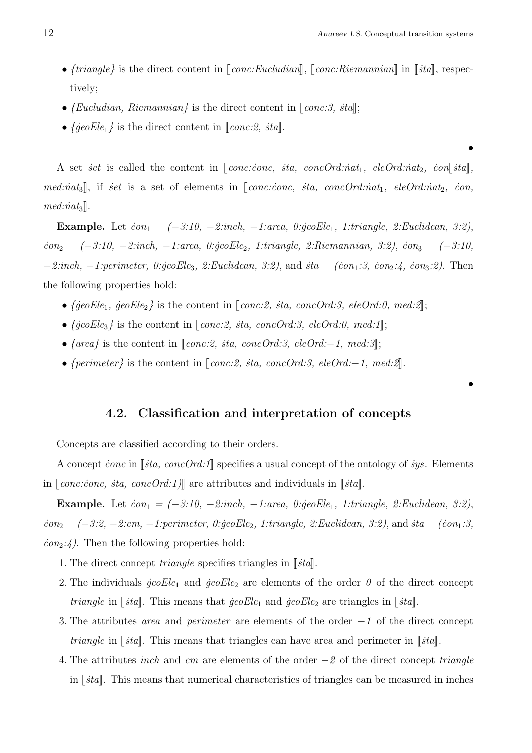- *{triangle}* is the direct content in ⟦*conc:Eucludian*⟧, ⟦*conc:Riemannian*⟧ in ⟦*ṡta*⟧, respectively;
- *{Eucludian, Riemannian}* is the direct content in ⟦*conc:3, ṡta*⟧;
- *{ġeoEle*$_1$*}* is the direct content in ⟦*conc:2, ṡta*⟧.

•

A set *ṡet* is called the content in ⟦*conc:ċonc, ṡta, concOrd:ṅat*$_1$*, eleOrd:ṅat*$_2$*, ċon*⟦*ṡta*⟧*, med:ṅat*$_3$⟧, if *ṡet* is a set of elements in ⟦*conc:ċonc, ṡta, concOrd:ṅat*$_1$*, eleOrd:ṅat*$_2$*, ċon, med:ṅat*$_3$⟧.

**Example.** Let *ċon*$_1$ *= (−3:10, −2:inch, −1:area, 0:ġeoEle*$_1$*, 1:triangle, 2:Euclidean, 3:2)*, *ċon*$_2$ *= (−3:10, −2:inch, −1:area, 0:ġeoEle*$_2$*, 1:triangle, 2:Riemannian, 3:2)*, *ċon*$_3$ *= (−3:10, −2:inch, −1:perimeter, 0:ġeoEle*$_3$*, 2:Euclidean, 3:2)*, and *ṡta = (ċon*$_1$*:3, ċon*$_2$*:4, ċon*$_3$*:2)*. Then the following properties hold:

- *{ġeoEle*$_1$*, ġeoEle*$_2$*}* is the content in ⟦*conc:2, ṡta, concOrd:3, eleOrd:0, med:2*⟧;
- *{ġeoEle*$_3$*}* is the content in ⟦*conc:2, ṡta, concOrd:3, eleOrd:0, med:1*⟧;
- *{area}* is the content in ⟦*conc:2, ṡta, concOrd:3, eleOrd:−1, med:3*⟧;
- *{perimeter}* is the content in ⟦*conc:2, ṡta, concOrd:3, eleOrd:−1, med:2*⟧.

•

## 4.2. Classification and interpretation of concepts

Concepts are classified according to their orders.

A concept *ċonc* in ⟦*ṡta, concOrd:1*⟧ specifies a usual concept of the ontology of *ṡys*. Elements in ⟦*conc:ċonc, ṡta, concOrd:1)*⟧ are attributes and individuals in ⟦*ṡta*⟧.

**Example.** Let *ċon*$_1$ *= (−3:10, −2:inch, −1:area, 0:ġeoEle*$_1$*, 1:triangle, 2:Euclidean, 3:2)*, *ċon*$_2$ *= (−3:2, −2:cm, −1:perimeter, 0:ġeoEle*$_2$*, 1:triangle, 2:Euclidean, 3:2)*, and *ṡta = (ċon*$_1$*:3, ċon*$_2$*:4)*. Then the following properties hold:

1. The direct concept *triangle* specifies triangles in ⟦*ṡta*⟧.
2. The individuals *ġeoEle*$_1$ and *ġeoEle*$_2$ are elements of the order *0* of the direct concept *triangle* in ⟦*ṡta*⟧. This means that *ġeoEle*$_1$ and *ġeoEle*$_2$ are triangles in ⟦*ṡta*⟧.
3. The attributes *area* and *perimeter* are elements of the order *−1* of the direct concept *triangle* in ⟦*ṡta*⟧. This means that triangles can have area and perimeter in ⟦*ṡta*⟧.
4. The attributes *inch* and *cm* are elements of the order *−2* of the direct concept *triangle* in ⟦*ṡta*⟧. This means that numerical characteristics of triangles can be measured in inches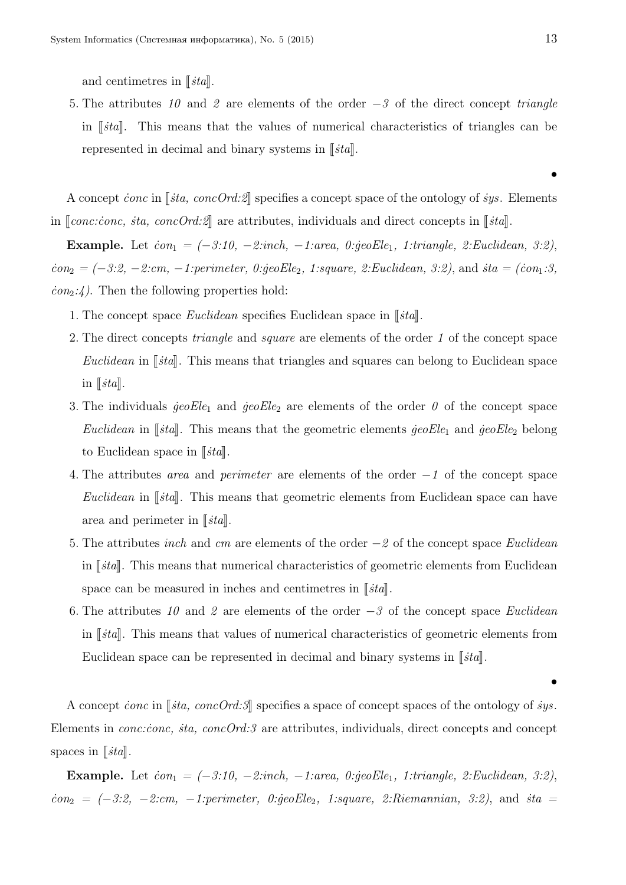and centimetres in ⟦$\dot{s}ta$⟧.

5. The attributes *10* and *2* are elements of the order $-3$ of the direct concept *triangle* in ⟦$\dot{s}ta$⟧. This means that the values of numerical characteristics of triangles can be represented in decimal and binary systems in ⟦$\dot{s}ta$⟧.

•

A concept $\dot{c}onc$ in ⟦$\dot{s}ta$, *concOrd:2*⟧ specifies a concept space of the ontology of $\dot{s}ys$. Elements in ⟦*conc:*$\dot{c}onc$, $\dot{s}ta$, *concOrd:2*⟧ are attributes, individuals and direct concepts in ⟦$\dot{s}ta$⟧.

**Example.** Let $\dot{c}on_1$ = *(−3:10, −2:inch, −1:area, 0:*$\dot{g}eoEle_1$*, 1:triangle, 2:Euclidean, 3:2)*, $\dot{c}on_2$ = *(−3:2, −2:cm, −1:perimeter, 0:*$\dot{g}eoEle_2$*, 1:square, 2:Euclidean, 3:2)*, and $\dot{s}ta$ = *(*$\dot{c}on_1$*:3,* $\dot{c}on_2$*:4)*. Then the following properties hold:

1. The concept space *Euclidean* specifies Euclidean space in ⟦$\dot{s}ta$⟧.
2. The direct concepts *triangle* and *square* are elements of the order *1* of the concept space *Euclidean* in ⟦$\dot{s}ta$⟧. This means that triangles and squares can belong to Euclidean space in ⟦$\dot{s}ta$⟧.
3. The individuals $\dot{g}eoEle_1$ and $\dot{g}eoEle_2$ are elements of the order *0* of the concept space *Euclidean* in ⟦$\dot{s}ta$⟧. This means that the geometric elements $\dot{g}eoEle_1$ and $\dot{g}eoEle_2$ belong to Euclidean space in ⟦$\dot{s}ta$⟧.
4. The attributes *area* and *perimeter* are elements of the order $-1$ of the concept space *Euclidean* in ⟦$\dot{s}ta$⟧. This means that geometric elements from Euclidean space can have area and perimeter in ⟦$\dot{s}ta$⟧.
5. The attributes *inch* and *cm* are elements of the order $-2$ of the concept space *Euclidean* in ⟦$\dot{s}ta$⟧. This means that numerical characteristics of geometric elements from Euclidean space can be measured in inches and centimetres in ⟦$\dot{s}ta$⟧.
6. The attributes *10* and *2* are elements of the order $-3$ of the concept space *Euclidean* in ⟦$\dot{s}ta$⟧. This means that values of numerical characteristics of geometric elements from Euclidean space can be represented in decimal and binary systems in ⟦$\dot{s}ta$⟧.

•

A concept $\dot{c}onc$ in ⟦$\dot{s}ta$, *concOrd:3*⟧ specifies a space of concept spaces of the ontology of $\dot{s}ys$. Elements in *conc:*$\dot{c}onc$*,* $\dot{s}ta$*, concOrd:3* are attributes, individuals, direct concepts and concept spaces in ⟦$\dot{s}ta$⟧.

**Example.** Let $\dot{c}on_1$ = *(−3:10, −2:inch, −1:area, 0:*$\dot{g}eoEle_1$*, 1:triangle, 2:Euclidean, 3:2)*, $\dot{c}on_2$ = *(−3:2, −2:cm, −1:perimeter, 0:*$\dot{g}eoEle_2$*, 1:square, 2:Riemannian, 3:2)*, and $\dot{s}ta$ =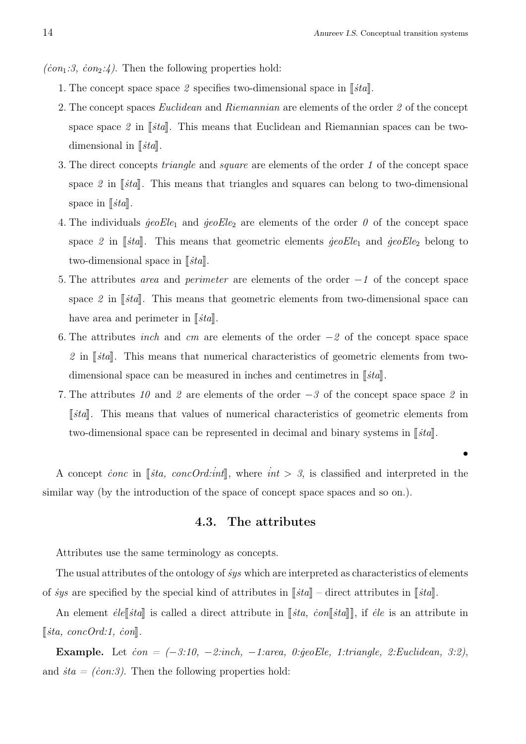($\dot{con}_1$:3, $\dot{con}_2$:4). Then the following properties hold:

1. The concept space space *2* specifies two-dimensional space in $[\![\dot{sta}]\!]$.
2. The concept spaces *Euclidean* and *Riemannian* are elements of the order *2* of the concept space space *2* in $[\![\dot{sta}]\!]$. This means that Euclidean and Riemannian spaces can be two-dimensional in $[\![\dot{sta}]\!]$.
3. The direct concepts *triangle* and *square* are elements of the order *1* of the concept space space *2* in $[\![\dot{sta}]\!]$. This means that triangles and squares can belong to two-dimensional space in $[\![\dot{sta}]\!]$.
4. The individuals $\dot{g}eoEle_1$ and $\dot{g}eoEle_2$ are elements of the order *0* of the concept space space *2* in $[\![\dot{sta}]\!]$. This means that geometric elements $\dot{g}eoEle_1$ and $\dot{g}eoEle_2$ belong to two-dimensional space in $[\![\dot{sta}]\!]$.
5. The attributes *area* and *perimeter* are elements of the order $-1$ of the concept space space *2* in $[\![\dot{sta}]\!]$. This means that geometric elements from two-dimensional space can have area and perimeter in $[\![\dot{sta}]\!]$.
6. The attributes *inch* and *cm* are elements of the order $-2$ of the concept space space *2* in $[\![\dot{sta}]\!]$. This means that numerical characteristics of geometric elements from two-dimensional space can be measured in inches and centimetres in $[\![\dot{sta}]\!]$.
7. The attributes *10* and *2* are elements of the order $-3$ of the concept space space *2* in $[\![\dot{sta}]\!]$. This means that values of numerical characteristics of geometric elements from two-dimensional space can be represented in decimal and binary systems in $[\![\dot{sta}]\!]$.

•

A concept $\dot{conc}$ in $[\![\dot{sta},\ concOrd{:}\dot{int}]\!]$, where $\dot{int} > 3$, is classified and interpreted in the similar way (by the introduction of the space of concept space spaces and so on.).

### 4.3. The attributes

Attributes use the same terminology as concepts.

The usual attributes of the ontology of $\dot{sys}$ which are interpreted as characteristics of elements of $\dot{sys}$ are specified by the special kind of attributes in $[\![\dot{sta}]\!]$ – direct attributes in $[\![\dot{sta}]\!]$.

An element $\dot{ele}[\![\dot{sta}]\!]$ is called a direct attribute in $[\![\dot{sta},\ \dot{con}[\![\dot{sta}]\!]]\!]$, if $\dot{ele}$ is an attribute in $[\![\dot{sta},\ concOrd{:}1,\ \dot{con}]\!]$.

**Example.** Let $\dot{con}$ = ($-3$:10, $-2$:inch, $-1$:area, 0:$\dot{g}eoEle$, 1:triangle, 2:Euclidean, 3:2), and $\dot{sta}$ = ($\dot{con}$:3). Then the following properties hold: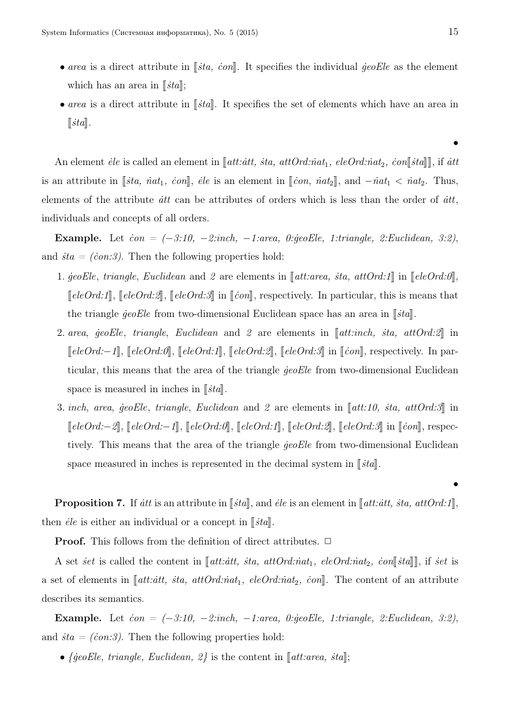- *area* is a direct attribute in ⟦*ṡta, ċon*⟧. It specifies the individual *ġeoEle* as the element which has an area in ⟦*ṡta*⟧;
- *area* is a direct attribute in ⟦*ṡta*⟧. It specifies the set of elements which have an area in ⟦*ṡta*⟧.

•

An element *ėle* is called an element in ⟦*att:ȧtt, ṡta, attOrd:ṅat*$_1$*, eleOrd:ṅat*$_2$*, ċon*⟦*ṡta*⟧⟧, if *ȧtt* is an attribute in ⟦*ṡta, ṅat*$_1$*, ċon*⟧, *ėle* is an element in ⟦*ċon, ṅat*$_2$⟧, and $-$*ṅat*$_1$ $<$ *ṅat*$_2$. Thus, elements of the attribute *ȧtt* can be attributes of orders which is less than the order of *ȧtt*, individuals and concepts of all orders.

**Example.** Let *ċon = (−3:10, −2:inch, −1:area, 0:ġeoEle, 1:triangle, 2:Euclidean, 3:2)*, and *ṡta = (ċon:3)*. Then the following properties hold:

1. *ġeoEle*, *triangle*, *Euclidean* and *2* are elements in ⟦*att:area, ṡta, attOrd:1*⟧ in ⟦*eleOrd:0*⟧, ⟦*eleOrd:1*⟧, ⟦*eleOrd:2*⟧, ⟦*eleOrd:3*⟧ in ⟦*ċon*⟧, respectively. In particular, this is means that the triangle *ġeoEle* from two-dimensional Euclidean space has an area in ⟦*ṡta*⟧.
2. *area*, *ġeoEle*, *triangle*, *Euclidean* and *2* are elements in ⟦*att:inch, ṡta, attOrd:2*⟧ in ⟦*eleOrd:−1*⟧, ⟦*eleOrd:0*⟧, ⟦*eleOrd:1*⟧, ⟦*eleOrd:2*⟧, ⟦*eleOrd:3*⟧ in ⟦*ċon*⟧, respectively. In particular, this means that the area of the triangle *ġeoEle* from two-dimensional Euclidean space is measured in inches in ⟦*ṡta*⟧.
3. *inch*, *area*, *ġeoEle*, *triangle*, *Euclidean* and *2* are elements in ⟦*att:10, ṡta, attOrd:3*⟧ in ⟦*eleOrd:−2*⟧, ⟦*eleOrd:−1*⟧, ⟦*eleOrd:0*⟧, ⟦*eleOrd:1*⟧, ⟦*eleOrd:2*⟧, ⟦*eleOrd:3*⟧ in ⟦*ċon*⟧, respectively. This means that the area of the triangle *ġeoEle* from two-dimensional Euclidean space measured in inches is represented in the decimal system in ⟦*ṡta*⟧.

•

**Proposition 7.** If *ȧtt* is an attribute in ⟦*ṡta*⟧, and *ėle* is an element in ⟦*att:ȧtt, ṡta, attOrd:1*⟧, then *ėle* is either an individual or a concept in ⟦*ṡta*⟧.

**Proof.** This follows from the definition of direct attributes. □

A set *ṡet* is called the content in ⟦*att:ȧtt, ṡta, attOrd:ṅat*$_1$*, eleOrd:ṅat*$_2$*, ċon*⟦*ṡta*⟧⟧, if *ṡet* is a set of elements in ⟦*att:ȧtt, ṡta, attOrd:ṅat*$_1$*, eleOrd:ṅat*$_2$*, ċon*⟧. The content of an attribute describes its semantics.

**Example.** Let *ċon = (−3:10, −2:inch, −1:area, 0:ġeoEle, 1:triangle, 2:Euclidean, 3:2)*, and *ṡta = (ċon:3)*. Then the following properties hold:

- *{ġeoEle, triangle, Euclidean, 2}* is the content in ⟦*att:area, ṡta*⟧;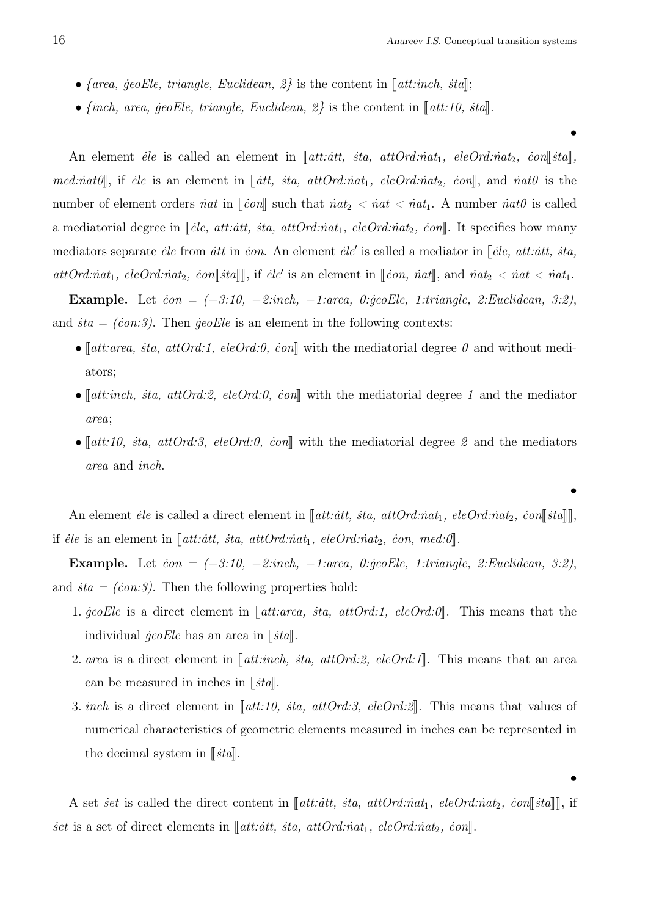- *{area, ġeoEle, triangle, Euclidean, 2}* is the content in ⟦*att:inch, ṡta*⟧;
- *{inch, area, ġeoEle, triangle, Euclidean, 2}* is the content in ⟦*att:10, ṡta*⟧.

•

An element *ėle* is called an element in ⟦*att:ȧtt, ṡta, attOrd:ṅat*$_1$*, eleOrd:ṅat*$_2$*, ċon*⟦*ṡta*⟧*, med:ṅat0*⟧, if *ėle* is an element in ⟦*ȧtt, ṡta, attOrd:ṅat*$_1$*, eleOrd:ṅat*$_2$*, ċon*⟧, and *ṅat0* is the number of element orders *ṅat* in ⟦*ċon*⟧ such that *ṅat*$_2$ < *ṅat* < *ṅat*$_1$. A number *ṅat0* is called a mediatorial degree in ⟦*ėle, att:ȧtt, ṡta, attOrd:ṅat*$_1$*, eleOrd:ṅat*$_2$*, ċon*⟧. It specifies how many mediators separate *ėle* from *ȧtt* in *ċon*. An element *ėle′* is called a mediator in ⟦*ėle, att:ȧtt, ṡta, attOrd:ṅat*$_1$*, eleOrd:ṅat*$_2$*, ċon*⟦*ṡta*⟧⟧, if *ėle′* is an element in ⟦*ċon, ṅat*⟧, and *ṅat*$_2$ < *ṅat* < *ṅat*$_1$.

**Example.** Let *ċon = (−3:10, −2:inch, −1:area, 0:ġeoEle, 1:triangle, 2:Euclidean, 3:2)*, and *ṡta = (ċon:3)*. Then *ġeoEle* is an element in the following contexts:

- ⟦*att:area, ṡta, attOrd:1, eleOrd:0, ċon*⟧ with the mediatorial degree *0* and without mediators;
- ⟦*att:inch, ṡta, attOrd:2, eleOrd:0, ċon*⟧ with the mediatorial degree *1* and the mediator *area*;
- ⟦*att:10, ṡta, attOrd:3, eleOrd:0, ċon*⟧ with the mediatorial degree *2* and the mediators *area* and *inch*.

•

An element *ėle* is called a direct element in ⟦*att:ȧtt, ṡta, attOrd:ṅat*$_1$*, eleOrd:ṅat*$_2$*, ċon*⟦*ṡta*⟧⟧, if *ėle* is an element in ⟦*att:ȧtt, ṡta, attOrd:ṅat*$_1$*, eleOrd:ṅat*$_2$*, ċon, med:0*⟧.

**Example.** Let *ċon = (−3:10, −2:inch, −1:area, 0:ġeoEle, 1:triangle, 2:Euclidean, 3:2)*, and *ṡta = (ċon:3)*. Then the following properties hold:

1. *ġeoEle* is a direct element in ⟦*att:area, ṡta, attOrd:1, eleOrd:0*⟧. This means that the individual *ġeoEle* has an area in ⟦*ṡta*⟧.
2. *area* is a direct element in ⟦*att:inch, ṡta, attOrd:2, eleOrd:1*⟧. This means that an area can be measured in inches in ⟦*ṡta*⟧.
3. *inch* is a direct element in ⟦*att:10, ṡta, attOrd:3, eleOrd:2*⟧. This means that values of numerical characteristics of geometric elements measured in inches can be represented in the decimal system in ⟦*ṡta*⟧.

•

A set *ṡet* is called the direct content in ⟦*att:ȧtt, ṡta, attOrd:ṅat*$_1$*, eleOrd:ṅat*$_2$*, ċon*⟦*ṡta*⟧⟧, if *ṡet* is a set of direct elements in ⟦*att:ȧtt, ṡta, attOrd:ṅat*$_1$*, eleOrd:ṅat*$_2$*, ċon*⟧.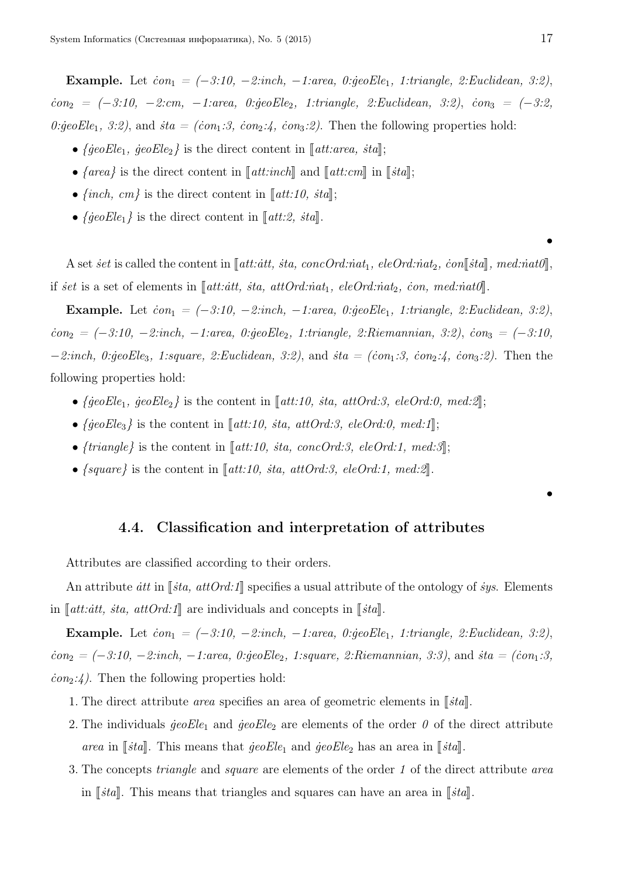**Example.** Let $\dot{con}_1$ = *(−3:10, −2:inch, −1:area, 0:*$\dot{g}eoEle_1$*, 1:triangle, 2:Euclidean, 3:2)*, $\dot{con}_2$ = *(−3:10, −2:cm, −1:area, 0:*$\dot{g}eoEle_2$*, 1:triangle, 2:Euclidean, 3:2)*, $\dot{con}_3$ = *(−3:2, 0:*$\dot{g}eoEle_1$*, 3:2)*, and $\dot{s}ta$ = *(*$\dot{con}_1$*:3,* $\dot{con}_2$*:4,* $\dot{con}_3$*:2)*. Then the following properties hold:

- *{*$\dot{g}eoEle_1$*,* $\dot{g}eoEle_2$*}* is the direct content in ⟦*att:area,* $\dot{s}ta$⟧;
- *{area}* is the direct content in ⟦*att:inch*⟧ and ⟦*att:cm*⟧ in ⟦$\dot{s}ta$⟧;
- *{inch, cm}* is the direct content in ⟦*att:10,* $\dot{s}ta$⟧;
- *{*$\dot{g}eoEle_1$*}* is the direct content in ⟦*att:2,* $\dot{s}ta$⟧.

•

A set $\dot{s}et$ is called the content in ⟦*att:*$\dot{a}tt$*,* $\dot{s}ta$*, concOrd:*$\dot{n}at_1$*, eleOrd:*$\dot{n}at_2$*,* $\dot{con}$⟦$\dot{s}ta$⟧*, med:*$\dot{n}at0$⟧, if $\dot{s}et$ is a set of elements in ⟦*att:*$\dot{a}tt$*,* $\dot{s}ta$*, attOrd:*$\dot{n}at_1$*, eleOrd:*$\dot{n}at_2$*,* $\dot{con}$*, med:*$\dot{n}at0$⟧.

**Example.** Let $\dot{con}_1$ = *(−3:10, −2:inch, −1:area, 0:*$\dot{g}eoEle_1$*, 1:triangle, 2:Euclidean, 3:2)*, $\dot{con}_2$ = *(−3:10, −2:inch, −1:area, 0:*$\dot{g}eoEle_2$*, 1:triangle, 2:Riemannian, 3:2)*, $\dot{con}_3$ = *(−3:10, −2:inch, 0:*$\dot{g}eoEle_3$*, 1:square, 2:Euclidean, 3:2)*, and $\dot{s}ta$ = *(*$\dot{con}_1$*:3,* $\dot{con}_2$*:4,* $\dot{con}_3$*:2)*. Then the following properties hold:

- *{*$\dot{g}eoEle_1$*,* $\dot{g}eoEle_2$*}* is the content in ⟦*att:10,* $\dot{s}ta$*, attOrd:3, eleOrd:0, med:2*⟧;
- *{*$\dot{g}eoEle_3$*}* is the content in ⟦*att:10,* $\dot{s}ta$*, attOrd:3, eleOrd:0, med:1*⟧;
- *{triangle}* is the content in ⟦*att:10,* $\dot{s}ta$*, concOrd:3, eleOrd:1, med:3*⟧;
- *{square}* is the content in ⟦*att:10,* $\dot{s}ta$*, attOrd:3, eleOrd:1, med:2*⟧.

•

### 4.4. Classification and interpretation of attributes

Attributes are classified according to their orders.

An attribute $\dot{a}tt$ in ⟦$\dot{s}ta$*, attOrd:1*⟧ specifies a usual attribute of the ontology of $\dot{s}ys$. Elements in ⟦*att:*$\dot{a}tt$*,* $\dot{s}ta$*, attOrd:1*⟧ are individuals and concepts in ⟦$\dot{s}ta$⟧.

**Example.** Let $\dot{con}_1$ = *(−3:10, −2:inch, −1:area, 0:*$\dot{g}eoEle_1$*, 1:triangle, 2:Euclidean, 3:2)*, $\dot{con}_2$ = *(−3:10, −2:inch, −1:area, 0:*$\dot{g}eoEle_2$*, 1:square, 2:Riemannian, 3:3)*, and $\dot{s}ta$ = *(*$\dot{con}_1$*:3,* $\dot{con}_2$*:4)*. Then the following properties hold:

1. The direct attribute *area* specifies an area of geometric elements in ⟦$\dot{s}ta$⟧.
2. The individuals $\dot{g}eoEle_1$ and $\dot{g}eoEle_2$ are elements of the order *0* of the direct attribute *area* in ⟦$\dot{s}ta$⟧. This means that $\dot{g}eoEle_1$ and $\dot{g}eoEle_2$ has an area in ⟦$\dot{s}ta$⟧.
3. The concepts *triangle* and *square* are elements of the order *1* of the direct attribute *area* in ⟦$\dot{s}ta$⟧. This means that triangles and squares can have an area in ⟦$\dot{s}ta$⟧.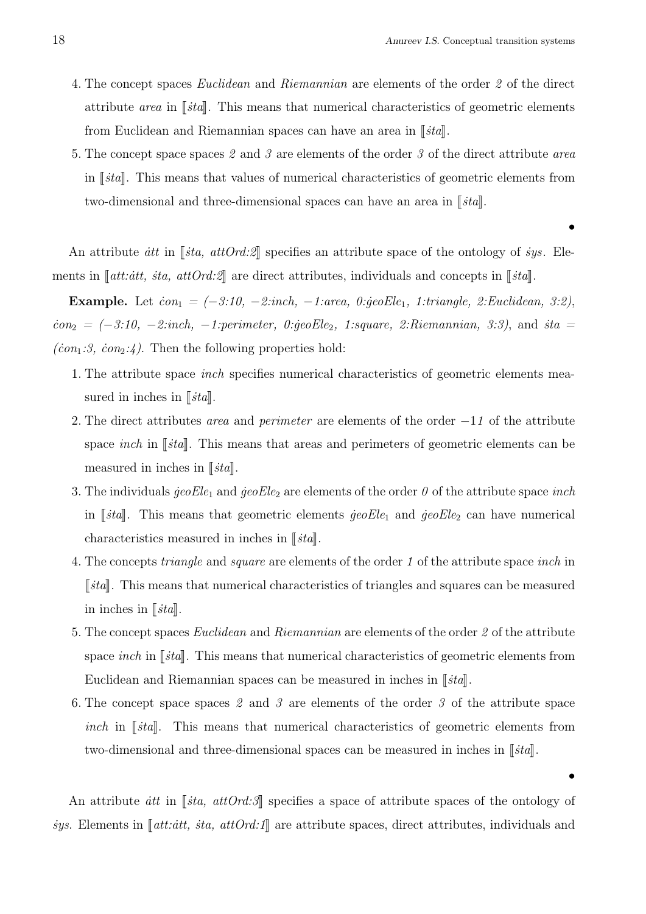4. The concept spaces *Euclidean* and *Riemannian* are elements of the order *2* of the direct attribute *area* in ⟦*ṡta*⟧. This means that numerical characteristics of geometric elements from Euclidean and Riemannian spaces can have an area in ⟦*ṡta*⟧.
5. The concept space spaces *2* and *3* are elements of the order *3* of the direct attribute *area* in ⟦*ṡta*⟧. This means that values of numerical characteristics of geometric elements from two-dimensional and three-dimensional spaces can have an area in ⟦*ṡta*⟧.

•

An attribute *ȧtt* in ⟦*ṡta, attOrd:2*⟧ specifies an attribute space of the ontology of *ṡys*. Elements in ⟦*att:ȧtt, ṡta, attOrd:2*⟧ are direct attributes, individuals and concepts in ⟦*ṡta*⟧.

**Example.** Let $\dot{con}_1$ = *(−3:10, −2:inch, −1:area, 0:ġeoEle*$_1$*, 1:triangle, 2:Euclidean, 3:2)*, $\dot{con}_2$ = *(−3:10, −2:inch, −1:perimeter, 0:ġeoEle*$_2$*, 1:square, 2:Riemannian, 3:3)*, and *ṡta* = *(*$\dot{con}_1$*:3,* $\dot{con}_2$*:4)*. Then the following properties hold:

1. The attribute space *inch* specifies numerical characteristics of geometric elements measured in inches in ⟦*ṡta*⟧.
2. The direct attributes *area* and *perimeter* are elements of the order −1*1* of the attribute space *inch* in ⟦*ṡta*⟧. This means that areas and perimeters of geometric elements can be measured in inches in ⟦*ṡta*⟧.
3. The individuals *ġeoEle*$_1$ and *ġeoEle*$_2$ are elements of the order *0* of the attribute space *inch* in ⟦*ṡta*⟧. This means that geometric elements *ġeoEle*$_1$ and *ġeoEle*$_2$ can have numerical characteristics measured in inches in ⟦*ṡta*⟧.
4. The concepts *triangle* and *square* are elements of the order *1* of the attribute space *inch* in ⟦*ṡta*⟧. This means that numerical characteristics of triangles and squares can be measured in inches in ⟦*ṡta*⟧.
5. The concept spaces *Euclidean* and *Riemannian* are elements of the order *2* of the attribute space *inch* in ⟦*ṡta*⟧. This means that numerical characteristics of geometric elements from Euclidean and Riemannian spaces can be measured in inches in ⟦*ṡta*⟧.
6. The concept space spaces *2* and *3* are elements of the order *3* of the attribute space *inch* in ⟦*ṡta*⟧. This means that numerical characteristics of geometric elements from two-dimensional and three-dimensional spaces can be measured in inches in ⟦*ṡta*⟧.

•

An attribute *ȧtt* in ⟦*ṡta, attOrd:3*⟧ specifies a space of attribute spaces of the ontology of *ṡys*. Elements in ⟦*att:ȧtt, ṡta, attOrd:1*⟧ are attribute spaces, direct attributes, individuals and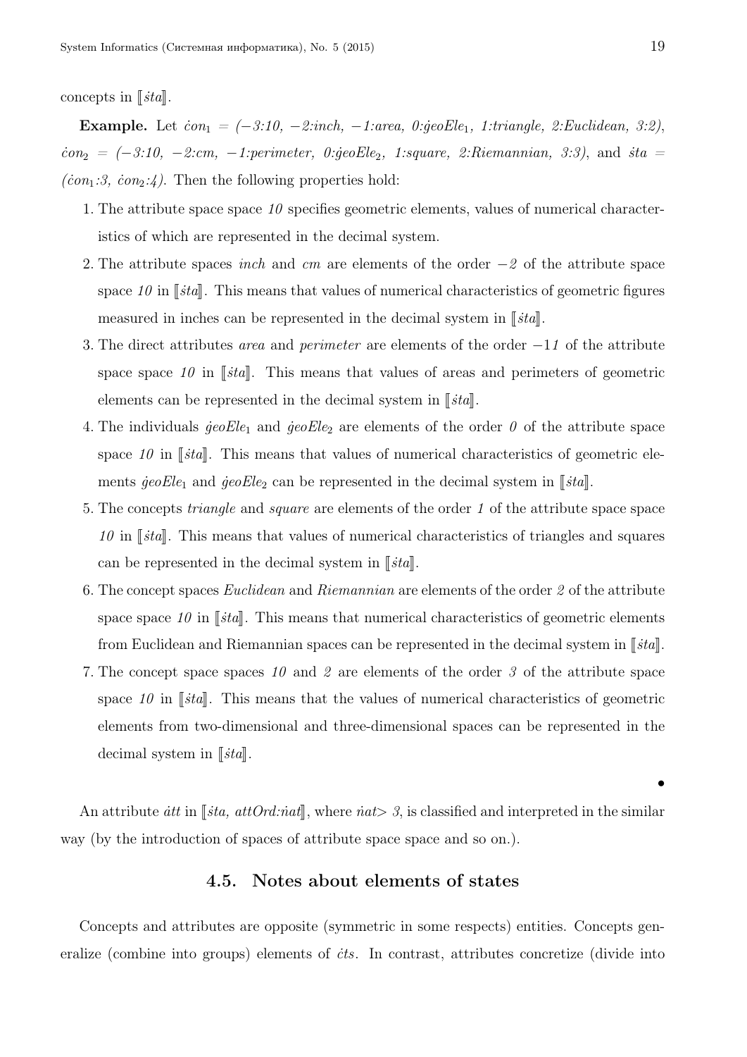concepts in $[\![\dot{s}ta]\!]$.

**Example.** Let $\dot{c}on_1$ = *(−3:10, −2:inch, −1:area, 0:*$\dot{g}eoEle_1$*, 1:triangle, 2:Euclidean, 3:2)*, $\dot{c}on_2$ = *(−3:10, −2:cm, −1:perimeter, 0:*$\dot{g}eoEle_2$*, 1:square, 2:Riemannian, 3:3)*, and $\dot{s}ta$ = *(*$\dot{c}on_1$*:3,* $\dot{c}on_2$*:4)*. Then the following properties hold:

1. The attribute space space *10* specifies geometric elements, values of numerical characteristics of which are represented in the decimal system.
2. The attribute spaces *inch* and *cm* are elements of the order *−2* of the attribute space space *10* in $[\![\dot{s}ta]\!]$. This means that values of numerical characteristics of geometric figures measured in inches can be represented in the decimal system in $[\![\dot{s}ta]\!]$.
3. The direct attributes *area* and *perimeter* are elements of the order −1*1* of the attribute space space *10* in $[\![\dot{s}ta]\!]$. This means that values of areas and perimeters of geometric elements can be represented in the decimal system in $[\![\dot{s}ta]\!]$.
4. The individuals $\dot{g}eoEle_1$ and $\dot{g}eoEle_2$ are elements of the order *0* of the attribute space space *10* in $[\![\dot{s}ta]\!]$. This means that values of numerical characteristics of geometric elements $\dot{g}eoEle_1$ and $\dot{g}eoEle_2$ can be represented in the decimal system in $[\![\dot{s}ta]\!]$.
5. The concepts *triangle* and *square* are elements of the order *1* of the attribute space space *10* in $[\![\dot{s}ta]\!]$. This means that values of numerical characteristics of triangles and squares can be represented in the decimal system in $[\![\dot{s}ta]\!]$.
6. The concept spaces *Euclidean* and *Riemannian* are elements of the order *2* of the attribute space space *10* in $[\![\dot{s}ta]\!]$. This means that numerical characteristics of geometric elements from Euclidean and Riemannian spaces can be represented in the decimal system in $[\![\dot{s}ta]\!]$.
7. The concept space spaces *10* and *2* are elements of the order *3* of the attribute space space *10* in $[\![\dot{s}ta]\!]$. This means that the values of numerical characteristics of geometric elements from two-dimensional and three-dimensional spaces can be represented in the decimal system in $[\![\dot{s}ta]\!]$.

•

An attribute $\dot{a}tt$ in $[\![\dot{s}ta,\ attOrd{:}\dot{n}at]\!]$, where $\dot{n}at > 3$, is classified and interpreted in the similar way (by the introduction of spaces of attribute space space and so on.).

## 4.5. Notes about elements of states

Concepts and attributes are opposite (symmetric in some respects) entities. Concepts generalize (combine into groups) elements of $\dot{c}ts$. In contrast, attributes concretize (divide into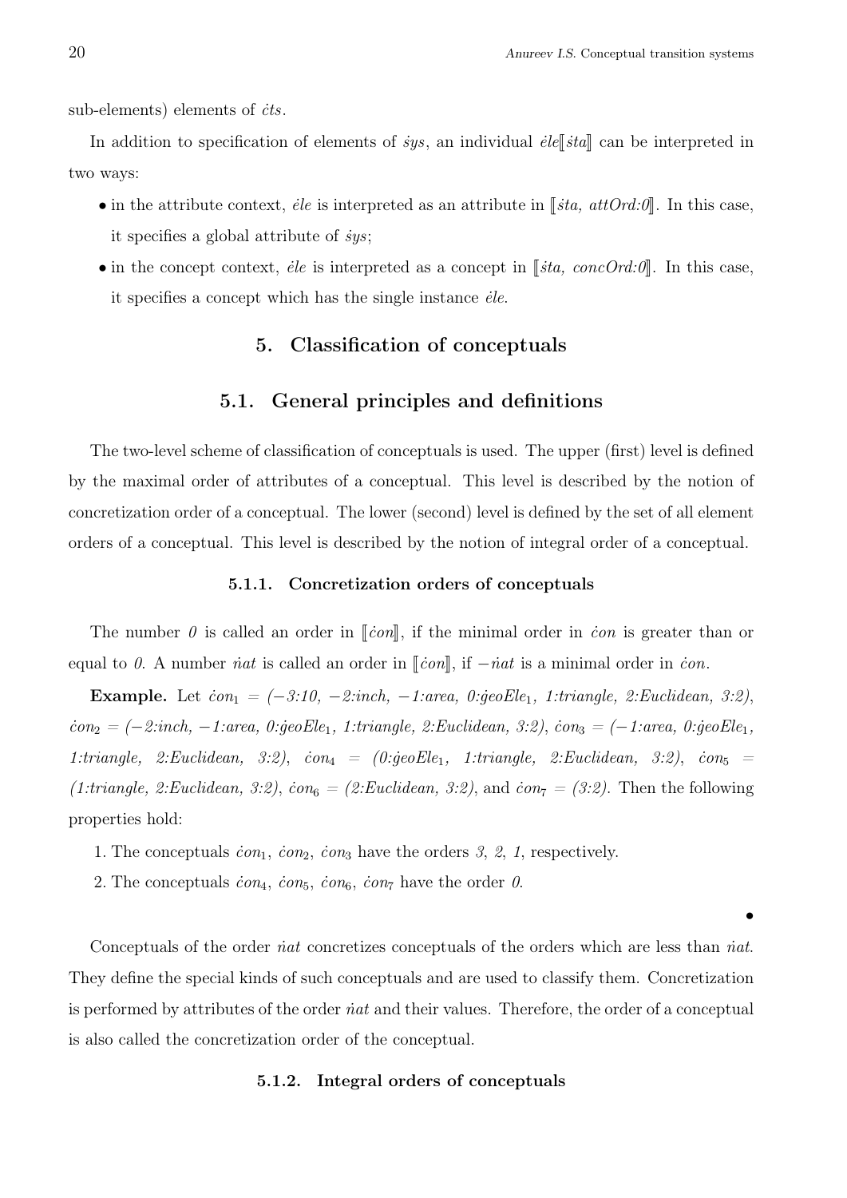sub-elements) elements of $\dot{c}ts$.

In addition to specification of elements of $\dot{s}ys$, an individual $\dot{e}le[\![\dot{s}ta]\!]$ can be interpreted in two ways:

- in the attribute context, $\dot{e}le$ is interpreted as an attribute in $[\![\dot{s}ta,\ attOrd{:}0]\!]$. In this case, it specifies a global attribute of $\dot{s}ys$;
- in the concept context, $\dot{e}le$ is interpreted as a concept in $[\![\dot{s}ta,\ concOrd{:}0]\!]$. In this case, it specifies a concept which has the single instance $\dot{e}le$.

## 5. Classification of conceptuals

### 5.1. General principles and definitions

The two-level scheme of classification of conceptuals is used. The upper (first) level is defined by the maximal order of attributes of a conceptual. This level is described by the notion of concretization order of a conceptual. The lower (second) level is defined by the set of all element orders of a conceptual. This level is described by the notion of integral order of a conceptual.

#### 5.1.1. Concretization orders of conceptuals

The number $0$ is called an order in $[\![\dot{c}on]\!]$, if the minimal order in $\dot{c}on$ is greater than or equal to $0$. A number $\dot{n}at$ is called an order in $[\![\dot{c}on]\!]$, if $-\dot{n}at$ is a minimal order in $\dot{c}on$.

**Example.** Let $\dot{c}on_1$ = *(−3:10, −2:inch, −1:area, 0:*$\dot{g}eoEle_1$*, 1:triangle, 2:Euclidean, 3:2)*, $\dot{c}on_2$ = *(−2:inch, −1:area, 0:*$\dot{g}eoEle_1$*, 1:triangle, 2:Euclidean, 3:2)*, $\dot{c}on_3$ = *(−1:area, 0:*$\dot{g}eoEle_1$*, 1:triangle, 2:Euclidean, 3:2)*, $\dot{c}on_4$ = *(0:*$\dot{g}eoEle_1$*, 1:triangle, 2:Euclidean, 3:2)*, $\dot{c}on_5$ = *(1:triangle, 2:Euclidean, 3:2)*, $\dot{c}on_6$ = *(2:Euclidean, 3:2)*, and $\dot{c}on_7$ = *(3:2)*. Then the following properties hold:

1. The conceptuals $\dot{c}on_1$, $\dot{c}on_2$, $\dot{c}on_3$ have the orders *3*, *2*, *1*, respectively.
2. The conceptuals $\dot{c}on_4$, $\dot{c}on_5$, $\dot{c}on_6$, $\dot{c}on_7$ have the order *0*.

•

Conceptuals of the order $\dot{n}at$ concretizes conceptuals of the orders which are less than $\dot{n}at$. They define the special kinds of such conceptuals and are used to classify them. Concretization is performed by attributes of the order $\dot{n}at$ and their values. Therefore, the order of a conceptual is also called the concretization order of the conceptual.

#### 5.1.2. Integral orders of conceptuals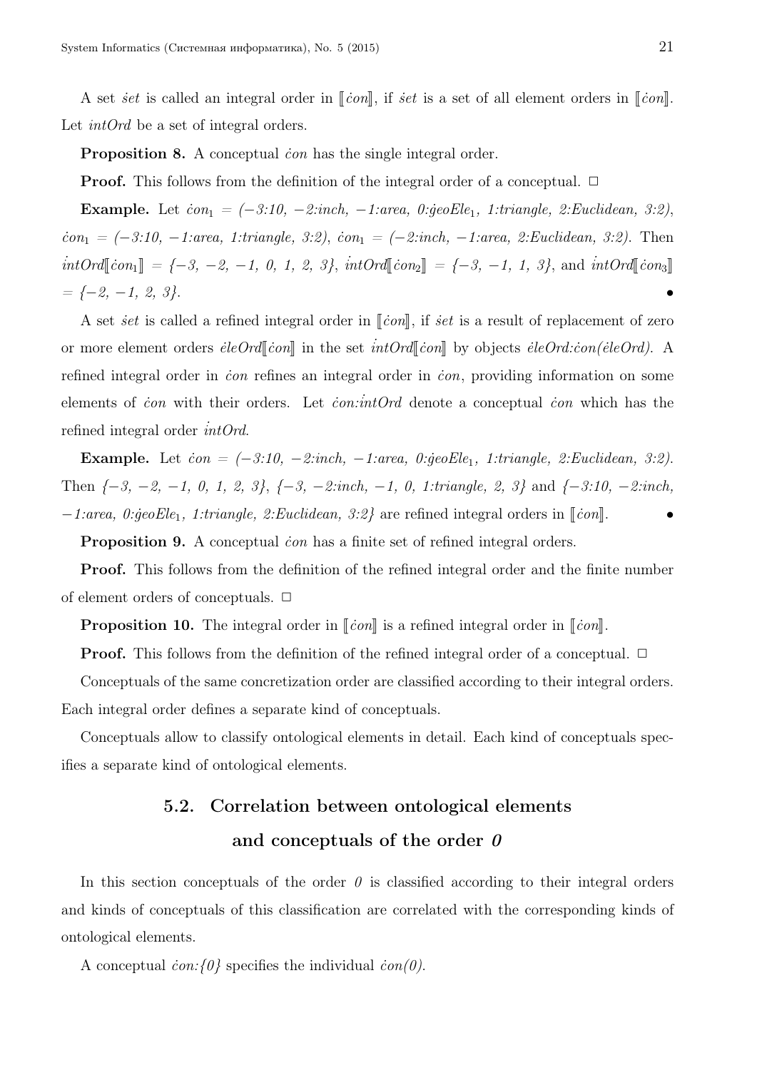A set $\dot{set}$ is called an integral order in $[\![\dot{con}]\!]$, if $\dot{set}$ is a set of all element orders in $[\![\dot{con}]\!]$. Let *intOrd* be a set of integral orders.

**Proposition 8.** A conceptual $\dot{con}$ has the single integral order.

**Proof.** This follows from the definition of the integral order of a conceptual. □

**Example.** Let $\dot{con}_1$ = *(−3:10, −2:inch, −1:area, 0:*$\dot{g}eoEle_1$*, 1:triangle, 2:Euclidean, 3:2)*, $\dot{con}_1$ = *(−3:10, −1:area, 1:triangle, 3:2)*, $\dot{con}_1$ = *(−2:inch, −1:area, 2:Euclidean, 3:2)*. Then $\dot{intOrd}[\![\dot{con}_1]\!]$ = *{−3, −2, −1, 0, 1, 2, 3}*, $\dot{intOrd}[\![\dot{con}_2]\!]$ = *{−3, −1, 1, 3}*, and $\dot{intOrd}[\![\dot{con}_3]\!]$ = *{−2, −1, 2, 3}*. •

A set $\dot{set}$ is called a refined integral order in $[\![\dot{con}]\!]$, if $\dot{set}$ is a result of replacement of zero or more element orders $\dot{eleOrd}[\![\dot{con}]\!]$ in the set $\dot{intOrd}[\![\dot{con}]\!]$ by objects $\dot{eleOrd}$*:*$\dot{con}(\dot{eleOrd})$. A refined integral order in $\dot{con}$ refines an integral order in $\dot{con}$, providing information on some elements of $\dot{con}$ with their orders. Let $\dot{con}$*:*$\dot{intOrd}$ denote a conceptual $\dot{con}$ which has the refined integral order $\dot{intOrd}$.

**Example.** Let $\dot{con}$ = *(−3:10, −2:inch, −1:area, 0:*$\dot{g}eoEle_1$*, 1:triangle, 2:Euclidean, 3:2)*. Then *{−3, −2, −1, 0, 1, 2, 3}*, *{−3, −2:inch, −1, 0, 1:triangle, 2, 3}* and *{−3:10, −2:inch, −1:area, 0:*$\dot{g}eoEle_1$*, 1:triangle, 2:Euclidean, 3:2}* are refined integral orders in $[\![\dot{con}]\!]$. •

**Proposition 9.** A conceptual $\dot{con}$ has a finite set of refined integral orders.

**Proof.** This follows from the definition of the refined integral order and the finite number of element orders of conceptuals. □

**Proposition 10.** The integral order in $[\![\dot{con}]\!]$ is a refined integral order in $[\![\dot{con}]\!]$.

**Proof.** This follows from the definition of the refined integral order of a conceptual. □

Conceptuals of the same concretization order are classified according to their integral orders. Each integral order defines a separate kind of conceptuals.

Conceptuals allow to classify ontological elements in detail. Each kind of conceptuals specifies a separate kind of ontological elements.

## 5.2. Correlation between ontological elements and conceptuals of the order *0*

In this section conceptuals of the order *0* is classified according to their integral orders and kinds of conceptuals of this classification are correlated with the corresponding kinds of ontological elements.

A conceptual $\dot{con}$*:{0}* specifies the individual $\dot{con}$*(0)*.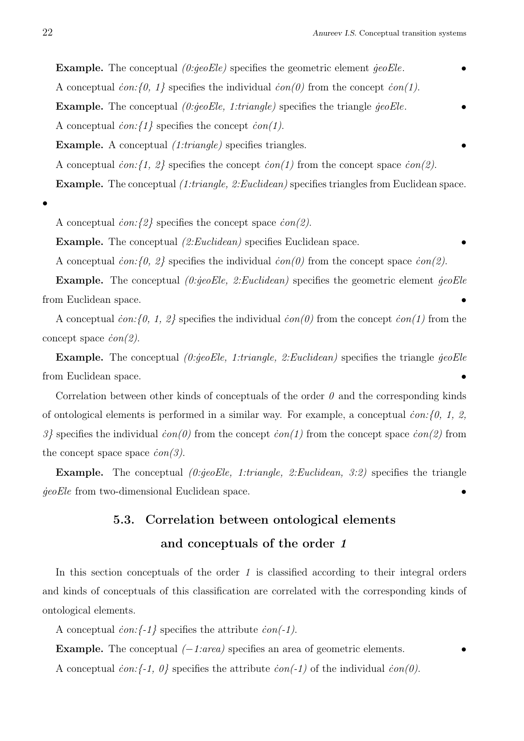**Example.** The conceptual *(0:ġeoEle)* specifies the geometric element *ġeoEle*. •

A conceptual *ċon:{0, 1}* specifies the individual *ċon(0)* from the concept *ċon(1)*.

**Example.** The conceptual *(0:ġeoEle, 1:triangle)* specifies the triangle *ġeoEle*. •

A conceptual *ċon:{1}* specifies the concept *ċon(1)*.

**Example.** A conceptual *(1:triangle)* specifies triangles. •

A conceptual *ċon:{1, 2}* specifies the concept *ċon(1)* from the concept space *ċon(2)*.

**Example.** The conceptual *(1:triangle, 2:Euclidean)* specifies triangles from Euclidean space. •

A conceptual *ċon:{2}* specifies the concept space *ċon(2)*.

**Example.** The conceptual *(2:Euclidean)* specifies Euclidean space. •

A conceptual *ċon:{0, 2}* specifies the individual *ċon(0)* from the concept space *ċon(2)*.

**Example.** The conceptual *(0:ġeoEle, 2:Euclidean)* specifies the geometric element *ġeoEle* from Euclidean space. •

A conceptual *ċon:{0, 1, 2}* specifies the individual *ċon(0)* from the concept *ċon(1)* from the concept space *ċon(2)*.

**Example.** The conceptual *(0:ġeoEle, 1:triangle, 2:Euclidean)* specifies the triangle *ġeoEle* from Euclidean space. •

Correlation between other kinds of conceptuals of the order *0* and the corresponding kinds of ontological elements is performed in a similar way. For example, a conceptual *ċon:{0, 1, 2, 3}* specifies the individual *ċon(0)* from the concept *ċon(1)* from the concept space *ċon(2)* from the concept space space *ċon(3)*.

**Example.** The conceptual *(0:ġeoEle, 1:triangle, 2:Euclidean, 3:2)* specifies the triangle *ġeoEle* from two-dimensional Euclidean space. •

### 5.3. Correlation between ontological elements and conceptuals of the order *1*

In this section conceptuals of the order *1* is classified according to their integral orders and kinds of conceptuals of this classification are correlated with the corresponding kinds of ontological elements.

A conceptual *ċon:{-1}* specifies the attribute *ċon(-1)*.

**Example.** The conceptual *(−1:area)* specifies an area of geometric elements. •

A conceptual *ċon:{-1, 0}* specifies the attribute *ċon(-1)* of the individual *ċon(0)*.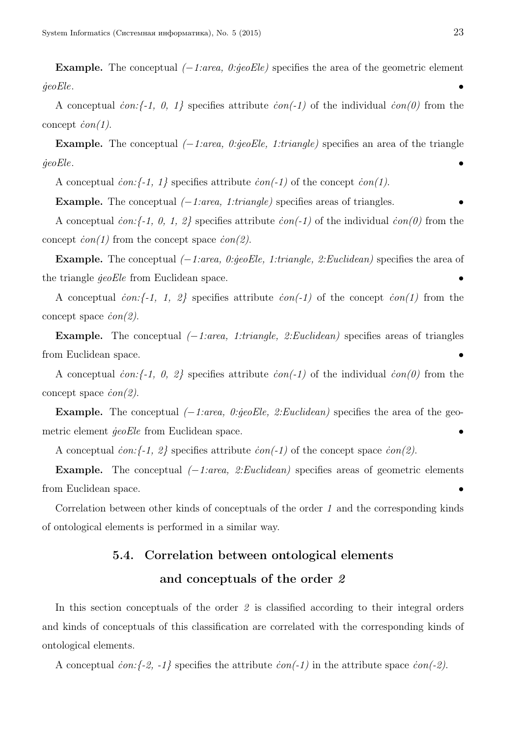**Example.** The conceptual *(−1:area, 0:ġeoEle)* specifies the area of the geometric element *ġeoEle*. •

A conceptual *ċon:{-1, 0, 1}* specifies attribute *ċon(-1)* of the individual *ċon(0)* from the concept *ċon(1)*.

**Example.** The conceptual *(−1:area, 0:ġeoEle, 1:triangle)* specifies an area of the triangle *ġeoEle*. •

A conceptual *ċon:{-1, 1}* specifies attribute *ċon(-1)* of the concept *ċon(1)*.

**Example.** The conceptual *(−1:area, 1:triangle)* specifies areas of triangles. •

A conceptual *ċon:{-1, 0, 1, 2}* specifies attribute *ċon(-1)* of the individual *ċon(0)* from the concept *ċon(1)* from the concept space *ċon(2)*.

**Example.** The conceptual *(−1:area, 0:ġeoEle, 1:triangle, 2:Euclidean)* specifies the area of the triangle *ġeoEle* from Euclidean space. •

A conceptual *ċon:{-1, 1, 2}* specifies attribute *ċon(-1)* of the concept *ċon(1)* from the concept space *ċon(2)*.

**Example.** The conceptual *(−1:area, 1:triangle, 2:Euclidean)* specifies areas of triangles from Euclidean space. •

A conceptual *ċon:{-1, 0, 2}* specifies attribute *ċon(-1)* of the individual *ċon(0)* from the concept space *ċon(2)*.

**Example.** The conceptual *(−1:area, 0:ġeoEle, 2:Euclidean)* specifies the area of the geometric element *ġeoEle* from Euclidean space. •

A conceptual *ċon:{-1, 2}* specifies attribute *ċon(-1)* of the concept space *ċon(2)*.

**Example.** The conceptual *(−1:area, 2:Euclidean)* specifies areas of geometric elements from Euclidean space. •

Correlation between other kinds of conceptuals of the order *1* and the corresponding kinds of ontological elements is performed in a similar way.

## 5.4. Correlation between ontological elements and conceptuals of the order *2*

In this section conceptuals of the order *2* is classified according to their integral orders and kinds of conceptuals of this classification are correlated with the corresponding kinds of ontological elements.

A conceptual *ċon:{-2, -1}* specifies the attribute *ċon(-1)* in the attribute space *ċon(-2)*.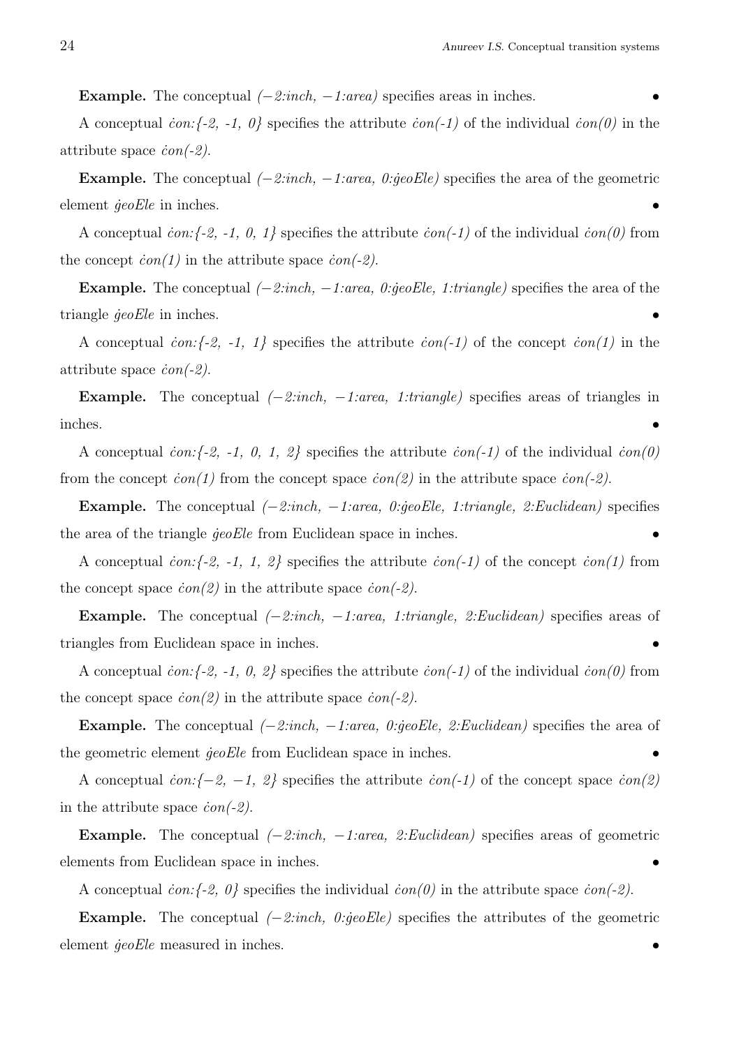**Example.** The conceptual *(−2:inch, −1:area)* specifies areas in inches. •

A conceptual *ċon:{-2, -1, 0}* specifies the attribute *ċon(-1)* of the individual *ċon(0)* in the attribute space *ċon(-2)*.

**Example.** The conceptual *(−2:inch, −1:area, 0:ġeoEle)* specifies the area of the geometric element *ġeoEle* in inches. •

A conceptual *ċon:{-2, -1, 0, 1}* specifies the attribute *ċon(-1)* of the individual *ċon(0)* from the concept *ċon(1)* in the attribute space *ċon(-2)*.

**Example.** The conceptual *(−2:inch, −1:area, 0:ġeoEle, 1:triangle)* specifies the area of the triangle *ġeoEle* in inches. •

A conceptual *ċon:{-2, -1, 1}* specifies the attribute *ċon(-1)* of the concept *ċon(1)* in the attribute space *ċon(-2)*.

**Example.** The conceptual *(−2:inch, −1:area, 1:triangle)* specifies areas of triangles in inches. •

A conceptual *ċon:{-2, -1, 0, 1, 2}* specifies the attribute *ċon(-1)* of the individual *ċon(0)* from the concept *ċon(1)* from the concept space *ċon(2)* in the attribute space *ċon(-2)*.

**Example.** The conceptual *(−2:inch, −1:area, 0:ġeoEle, 1:triangle, 2:Euclidean)* specifies the area of the triangle *ġeoEle* from Euclidean space in inches. •

A conceptual *ċon:{-2, -1, 1, 2}* specifies the attribute *ċon(-1)* of the concept *ċon(1)* from the concept space *ċon(2)* in the attribute space *ċon(-2)*.

**Example.** The conceptual *(−2:inch, −1:area, 1:triangle, 2:Euclidean)* specifies areas of triangles from Euclidean space in inches. •

A conceptual *ċon:{-2, -1, 0, 2}* specifies the attribute *ċon(-1)* of the individual *ċon(0)* from the concept space *ċon(2)* in the attribute space *ċon(-2)*.

**Example.** The conceptual *(−2:inch, −1:area, 0:ġeoEle, 2:Euclidean)* specifies the area of the geometric element *ġeoEle* from Euclidean space in inches. •

A conceptual *ċon:{−2, −1, 2}* specifies the attribute *ċon(-1)* of the concept space *ċon(2)* in the attribute space *ċon(-2)*.

**Example.** The conceptual *(−2:inch, −1:area, 2:Euclidean)* specifies areas of geometric elements from Euclidean space in inches. •

A conceptual *ċon:{-2, 0}* specifies the individual *ċon(0)* in the attribute space *ċon(-2)*.

**Example.** The conceptual *(−2:inch, 0:ġeoEle)* specifies the attributes of the geometric element *ġeoEle* measured in inches. •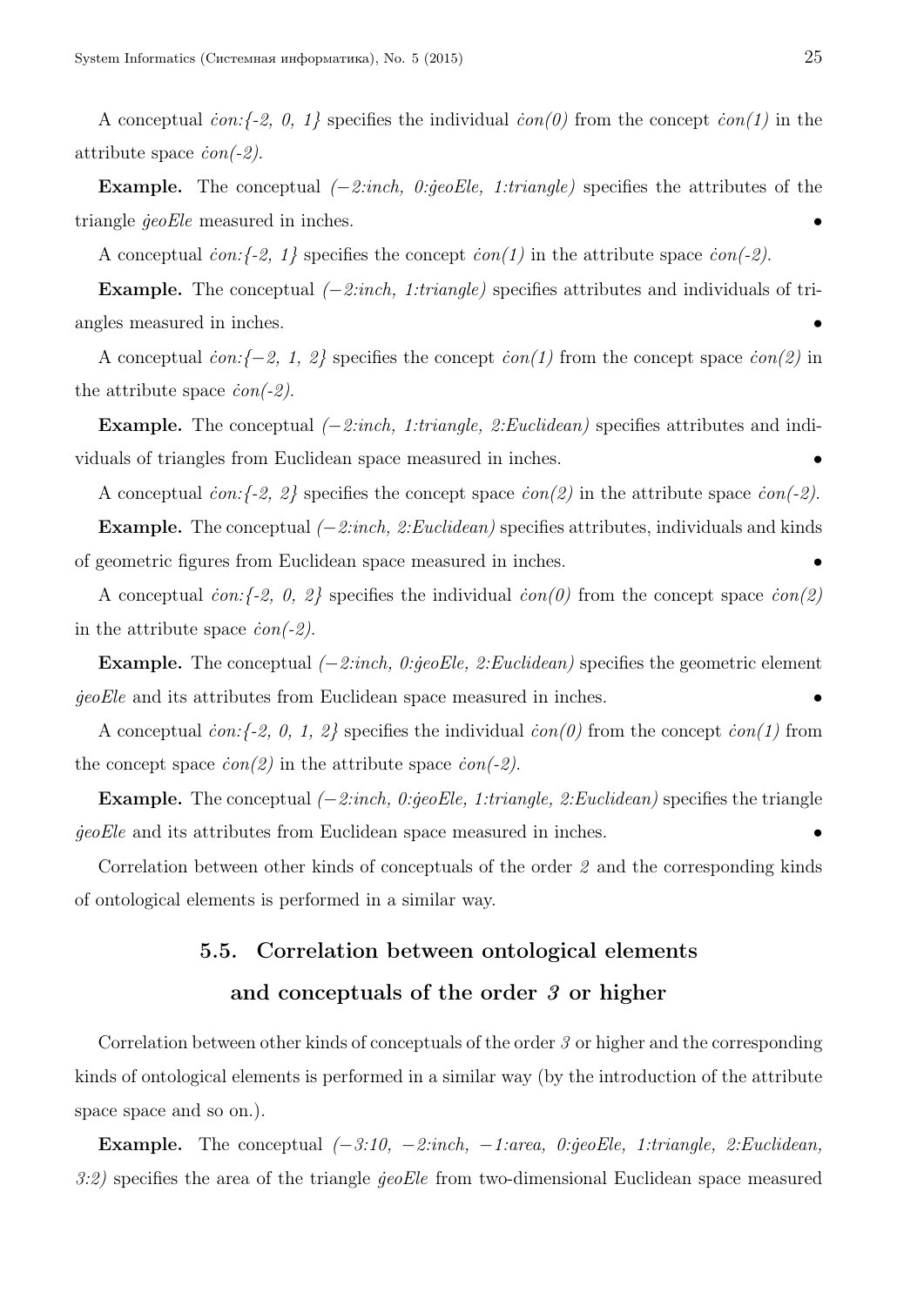A conceptual *ċon:{-2, 0, 1}* specifies the individual *ċon(0)* from the concept *ċon(1)* in the attribute space *ċon(-2)*.

**Example.** The conceptual *(−2:inch, 0:ġeoEle, 1:triangle)* specifies the attributes of the triangle *ġeoEle* measured in inches. •

A conceptual *ċon:{-2, 1}* specifies the concept *ċon(1)* in the attribute space *ċon(-2)*.

**Example.** The conceptual *(−2:inch, 1:triangle)* specifies attributes and individuals of triangles measured in inches. •

A conceptual *ċon:{−2, 1, 2}* specifies the concept *ċon(1)* from the concept space *ċon(2)* in the attribute space *ċon(-2)*.

**Example.** The conceptual *(−2:inch, 1:triangle, 2:Euclidean)* specifies attributes and individuals of triangles from Euclidean space measured in inches. •

A conceptual *ċon:{-2, 2}* specifies the concept space *ċon(2)* in the attribute space *ċon(-2)*.

**Example.** The conceptual *(−2:inch, 2:Euclidean)* specifies attributes, individuals and kinds of geometric figures from Euclidean space measured in inches. •

A conceptual *ċon:{-2, 0, 2}* specifies the individual *ċon(0)* from the concept space *ċon(2)* in the attribute space *ċon(-2)*.

**Example.** The conceptual *(−2:inch, 0:ġeoEle, 2:Euclidean)* specifies the geometric element *ġeoEle* and its attributes from Euclidean space measured in inches. •

A conceptual *ċon:{-2, 0, 1, 2}* specifies the individual *ċon(0)* from the concept *ċon(1)* from the concept space *ċon(2)* in the attribute space *ċon(-2)*.

**Example.** The conceptual *(−2:inch, 0:ġeoEle, 1:triangle, 2:Euclidean)* specifies the triangle *ġeoEle* and its attributes from Euclidean space measured in inches. •

Correlation between other kinds of conceptuals of the order *2* and the corresponding kinds of ontological elements is performed in a similar way.

### 5.5. Correlation between ontological elements and conceptuals of the order *3* or higher

Correlation between other kinds of conceptuals of the order *3* or higher and the corresponding kinds of ontological elements is performed in a similar way (by the introduction of the attribute space space and so on.).

**Example.** The conceptual *(−3:10, −2:inch, −1:area, 0:ġeoEle, 1:triangle, 2:Euclidean, 3:2)* specifies the area of the triangle *ġeoEle* from two-dimensional Euclidean space measured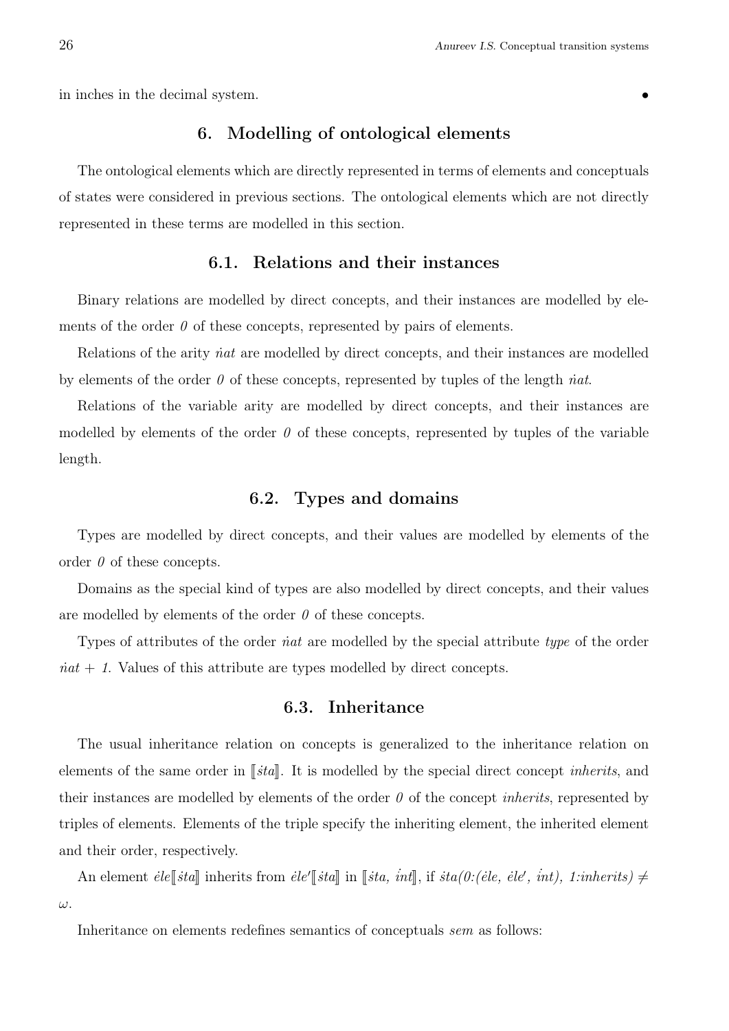in inches in the decimal system. •

## 6. Modelling of ontological elements

The ontological elements which are directly represented in terms of elements and conceptuals of states were considered in previous sections. The ontological elements which are not directly represented in these terms are modelled in this section.

### 6.1. Relations and their instances

Binary relations are modelled by direct concepts, and their instances are modelled by elements of the order *0* of these concepts, represented by pairs of elements.

Relations of the arity $\dot{n}at$ are modelled by direct concepts, and their instances are modelled by elements of the order *0* of these concepts, represented by tuples of the length $\dot{n}at$.

Relations of the variable arity are modelled by direct concepts, and their instances are modelled by elements of the order *0* of these concepts, represented by tuples of the variable length.

### 6.2. Types and domains

Types are modelled by direct concepts, and their values are modelled by elements of the order *0* of these concepts.

Domains as the special kind of types are also modelled by direct concepts, and their values are modelled by elements of the order *0* of these concepts.

Types of attributes of the order $\dot{n}at$ are modelled by the special attribute *type* of the order $\dot{n}at + 1$. Values of this attribute are types modelled by direct concepts.

### 6.3. Inheritance

The usual inheritance relation on concepts is generalized to the inheritance relation on elements of the same order in $[\![\dot{s}ta]\!]$. It is modelled by the special direct concept *inherits*, and their instances are modelled by elements of the order *0* of the concept *inherits*, represented by triples of elements. Elements of the triple specify the inheriting element, the inherited element and their order, respectively.

An element $\dot{e}le[\![\dot{s}ta]\!]$ inherits from $\dot{e}le'[\![\dot{s}ta]\!]$ in $[\![\dot{s}ta, \dot{i}nt]\!]$, if $\dot{s}ta(0{:}(\dot{e}le, \dot{e}le', \dot{i}nt), 1{:}inherits) \neq \omega$.

Inheritance on elements redefines semantics of conceptuals *sem* as follows: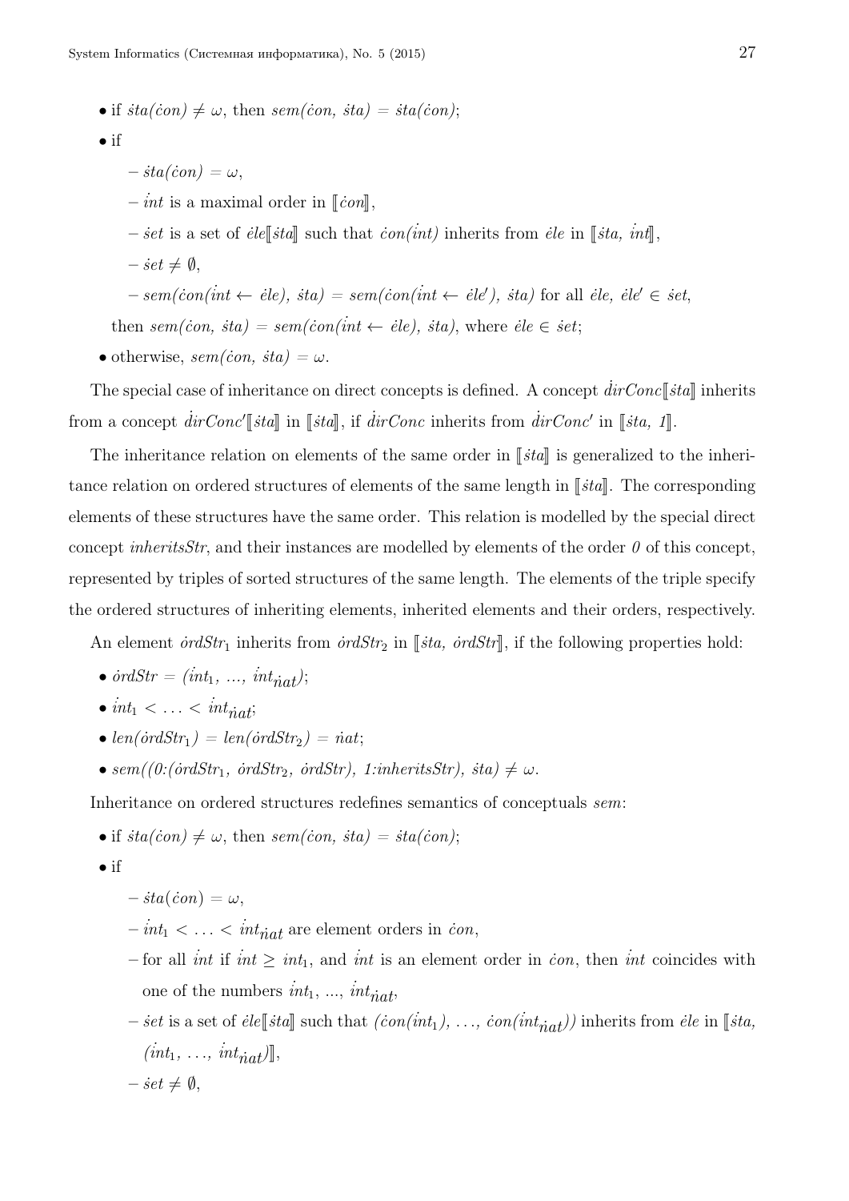- if $\dot{sta}(\dot{con}) \neq \omega$, then $sem(\dot{con},\ \dot{sta}) = \dot{sta}(\dot{con})$;
- if
  - $\dot{sta}(\dot{con}) = \omega$,
  - $\dot{int}$ is a maximal order in $[\![\dot{con}]\!]$,
  - $\dot{set}$ is a set of $\dot{ele}[\![\dot{sta}]\!]$ such that $\dot{con}(\dot{int})$ inherits from $\dot{ele}$ in $[\![\dot{sta},\ \dot{int}]\!]$,
  - $\dot{set} \neq \emptyset$,
  - $sem(\dot{con}(\dot{int} \leftarrow \dot{ele}),\ \dot{sta}) = sem(\dot{con}(\dot{int} \leftarrow \dot{ele}'),\ \dot{sta})$ for all $\dot{ele},\ \dot{ele}' \in \dot{set}$,

  then $sem(\dot{con},\ \dot{sta}) = sem(\dot{con}(\dot{int} \leftarrow \dot{ele}),\ \dot{sta})$, where $\dot{ele} \in \dot{set}$;
- otherwise, $sem(\dot{con},\ \dot{sta}) = \omega$.

The special case of inheritance on direct concepts is defined. A concept $\dot{dirConc}[\![\dot{sta}]\!]$ inherits from a concept $\dot{dirConc}'[\![\dot{sta}]\!]$ in $[\![\dot{sta}]\!]$, if $\dot{dirConc}$ inherits from $\dot{dirConc}'$ in $[\![\dot{sta},\ 1]\!]$.

The inheritance relation on elements of the same order in $[\![\dot{sta}]\!]$ is generalized to the inheritance relation on ordered structures of elements of the same length in $[\![\dot{sta}]\!]$. The corresponding elements of these structures have the same order. This relation is modelled by the special direct concept *inheritsStr*, and their instances are modelled by elements of the order *0* of this concept, represented by triples of sorted structures of the same length. The elements of the triple specify the ordered structures of inheriting elements, inherited elements and their orders, respectively.

An element $\dot{ordStr}_1$ inherits from $\dot{ordStr}_2$ in $[\![\dot{sta},\ \dot{ordStr}]\!]$, if the following properties hold:

- $\dot{ordStr} = (\dot{int}_1,\ ...,\ \dot{int}_{\dot{nat}})$;
- $\dot{int}_1 < \ldots < \dot{int}_{\dot{nat}}$;
- $len(\dot{ordStr}_1) = len(\dot{ordStr}_2) = \dot{nat}$;
- $sem((0{:}(\dot{ordStr}_1,\ \dot{ordStr}_2,\ \dot{ordStr}),\ 1{:}inheritsStr),\ \dot{sta}) \neq \omega$.

Inheritance on ordered structures redefines semantics of conceptuals *sem*:

- if $\dot{sta}(\dot{con}) \neq \omega$, then $sem(\dot{con},\ \dot{sta}) = \dot{sta}(\dot{con})$;
- if
  - $\dot{sta}(\dot{con}) = \omega$,
  - $\dot{int}_1 < \ldots < \dot{int}_{\dot{nat}}$ are element orders in $\dot{con}$,
  - for all $\dot{int}$ if $\dot{int} \geq \dot{int}_1$, and $\dot{int}$ is an element order in $\dot{con}$, then $\dot{int}$ coincides with one of the numbers $\dot{int}_1,\ ...,\ \dot{int}_{\dot{nat}}$,
  - $\dot{set}$ is a set of $\dot{ele}[\![\dot{sta}]\!]$ such that $(\dot{con}(\dot{int}_1),\ \ldots,\ \dot{con}(\dot{int}_{\dot{nat}}))$ inherits from $\dot{ele}$ in $[\![\dot{sta},\ (\dot{int}_1,\ \ldots,\ \dot{int}_{\dot{nat}})]\!]$,
  - $\dot{set} \neq \emptyset$,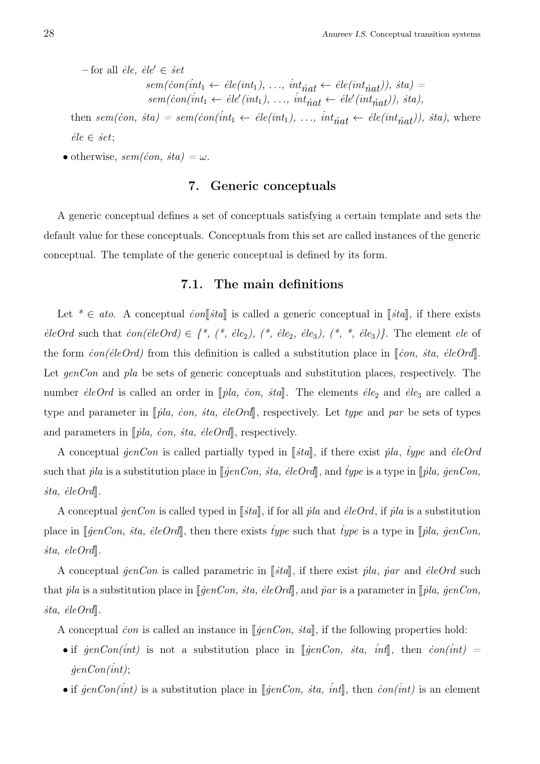– for all $\dot{ele}$, $\dot{ele}' \in \dot{set}$

$$sem(\dot{con}(\dot{int}_1 \leftarrow \dot{ele}(int_1),\ \ldots,\ \dot{int}_{\dot{nat}} \leftarrow \dot{ele}(int_{\dot{nat}})),\ \dot{sta}) =$$
$$sem(\dot{con}(\dot{int}_1 \leftarrow \dot{ele}'(int_1),\ \ldots,\ \dot{int}_{\dot{nat}} \leftarrow \dot{ele}'(int_{\dot{nat}})),\ \dot{sta}),$$

then $sem(\dot{con},\ \dot{sta}) = sem(\dot{con}(\dot{int}_1 \leftarrow \dot{ele}(int_1),\ \ldots,\ \dot{int}_{\dot{nat}} \leftarrow \dot{ele}(int_{\dot{nat}})),\ \dot{sta})$, where $\dot{ele} \in \dot{set}$;

- otherwise, $sem(\dot{con},\ \dot{sta}) = \omega$.

## 7. Generic conceptuals

A generic conceptual defines a set of conceptuals satisfying a certain template and sets the default value for these conceptuals. Conceptuals from this set are called instances of the generic conceptual. The template of the generic conceptual is defined by its form.

### 7.1. The main definitions

Let $* \in ato$. A conceptual $\dot{con}[\![\dot{sta}]\!]$ is called a generic conceptual in $[\![\dot{sta}]\!]$, if there exists $\dot{eleOrd}$ such that $\dot{con}(\dot{eleOrd}) \in \{*,\ (*,\ \dot{ele}_2),\ (*,\ \dot{ele}_2,\ \dot{ele}_3),\ (*,\ *,\ \dot{ele}_3)\}$. The element $ele$ of the form $\dot{con}(\dot{eleOrd})$ from this definition is called a substitution place in $[\![\dot{con},\ \dot{sta},\ \dot{eleOrd}]\!]$. Let $genCon$ and $pla$ be sets of generic conceptuals and substitution places, respectively. The number $\dot{eleOrd}$ is called an order in $[\![\dot{pla},\ \dot{con},\ \dot{sta}]\!]$. The elements $\dot{ele}_2$ and $\dot{ele}_3$ are called a type and parameter in $[\![\dot{pla},\ \dot{con},\ \dot{sta},\ \dot{eleOrd}]\!]$, respectively. Let $type$ and $par$ be sets of types and parameters in $[\![\dot{pla},\ \dot{con},\ \dot{sta},\ \dot{eleOrd}]\!]$, respectively.

A conceptual $\dot{genCon}$ is called partially typed in $[\![\dot{sta}]\!]$, if there exist $\dot{pla}$, $\dot{type}$ and $\dot{eleOrd}$ such that $\dot{pla}$ is a substitution place in $[\![\dot{genCon},\ \dot{sta},\ \dot{eleOrd}]\!]$, and $\dot{type}$ is a type in $[\![\dot{pla},\ \dot{genCon},\ \dot{sta},\ \dot{eleOrd}]\!]$.

A conceptual $\dot{genCon}$ is called typed in $[\![\dot{sta}]\!]$, if for all $\dot{pla}$ and $\dot{eleOrd}$, if $\dot{pla}$ is a substitution place in $[\![\dot{genCon},\ \dot{sta},\ \dot{eleOrd}]\!]$, then there exists $\dot{type}$ such that $\dot{type}$ is a type in $[\![\dot{pla},\ \dot{genCon},\ \dot{sta},\ eleOrd]\!]$.

A conceptual $\dot{genCon}$ is called parametric in $[\![\dot{sta}]\!]$, if there exist $\dot{pla}$, $\dot{par}$ and $\dot{eleOrd}$ such that $\dot{pla}$ is a substitution place in $[\![\dot{genCon},\ \dot{sta},\ \dot{eleOrd}]\!]$, and $\dot{par}$ is a parameter in $[\![\dot{pla},\ \dot{genCon},\ \dot{sta},\ \dot{eleOrd}]\!]$.

A conceptual $\dot{con}$ is called an instance in $[\![\dot{genCon},\ \dot{sta}]\!]$, if the following properties hold:

- if $\dot{genCon}(\dot{int})$ is not a substitution place in $[\![\dot{genCon},\ \dot{sta},\ \dot{int}]\!]$, then $\dot{con}(\dot{int}) = \dot{genCon}(\dot{int})$;
- if $\dot{genCon}(\dot{int})$ is a substitution place in $[\![\dot{genCon},\ \dot{sta},\ \dot{int}]\!]$, then $\dot{con}(\dot{int})$ is an element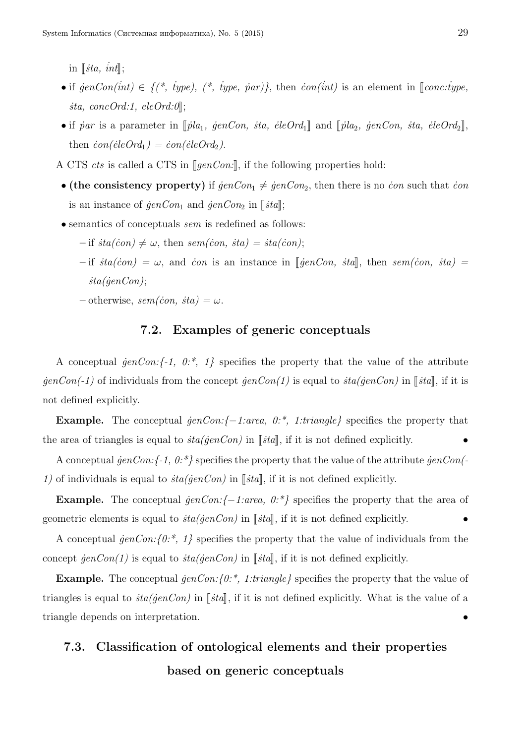in ⟦$\dot{s}ta$, $\dot{int}$⟧;

- if $\dot{g}enCon(\dot{int}) \in$ {(*, $\dot{type}$), (*, $\dot{type}$, $\dot{p}ar$)}, then $\dot{c}on(\dot{int})$ is an element in ⟦$conc{:}\dot{type}$, $\dot{s}ta$, $concOrd{:}1$, $eleOrd{:}0$⟧;
- if $\dot{p}ar$ is a parameter in ⟦$\dot{p}la_1$, $\dot{g}enCon$, $\dot{s}ta$, $\dot{e}leOrd_1$⟧ and ⟦$\dot{p}la_2$, $\dot{g}enCon$, $\dot{s}ta$, $\dot{e}leOrd_2$⟧, then $\dot{c}on(\dot{e}leOrd_1) = \dot{c}on(\dot{e}leOrd_2)$.

A CTS *cts* is called a CTS in ⟦$genCon{:}$⟧, if the following properties hold:

- **(the consistency property)** if $\dot{g}enCon_1 \neq \dot{g}enCon_2$, then there is no $\dot{c}on$ such that $\dot{c}on$ is an instance of $\dot{g}enCon_1$ and $\dot{g}enCon_2$ in ⟦$\dot{s}ta$⟧;
- semantics of conceptuals *sem* is redefined as follows:
  - if $\dot{s}ta(\dot{c}on) \neq \omega$, then $sem(\dot{c}on, \dot{s}ta) = \dot{s}ta(\dot{c}on)$;
  - if $\dot{s}ta(\dot{c}on) = \omega$, and $\dot{c}on$ is an instance in ⟦$\dot{g}enCon$, $\dot{s}ta$⟧, then $sem(\dot{c}on, \dot{s}ta) = \dot{s}ta(\dot{g}enCon)$;
  - otherwise, $sem(\dot{c}on, \dot{s}ta) = \omega$.

### 7.2. Examples of generic conceptuals

A conceptual $\dot{g}enCon$:{-1, 0:*, 1} specifies the property that the value of the attribute $\dot{g}enCon(-1)$ of individuals from the concept $\dot{g}enCon(1)$ is equal to $\dot{s}ta(\dot{g}enCon)$ in ⟦$\dot{s}ta$⟧, if it is not defined explicitly.

**Example.** The conceptual $\dot{g}enCon$:{−1:area, 0:*, 1:triangle} specifies the property that the area of triangles is equal to $\dot{s}ta(\dot{g}enCon)$ in ⟦$\dot{s}ta$⟧, if it is not defined explicitly. •

A conceptual $\dot{g}enCon$:{-1, 0:*} specifies the property that the value of the attribute $\dot{g}enCon(-1)$ of individuals is equal to $\dot{s}ta(\dot{g}enCon)$ in ⟦$\dot{s}ta$⟧, if it is not defined explicitly.

**Example.** The conceptual $\dot{g}enCon$:{−1:area, 0:*} specifies the property that the area of geometric elements is equal to $\dot{s}ta(\dot{g}enCon)$ in ⟦$\dot{s}ta$⟧, if it is not defined explicitly. •

A conceptual $\dot{g}enCon$:{0:*, 1} specifies the property that the value of individuals from the concept $\dot{g}enCon(1)$ is equal to $\dot{s}ta(\dot{g}enCon)$ in ⟦$\dot{s}ta$⟧, if it is not defined explicitly.

**Example.** The conceptual $\dot{g}enCon$:{0:*, 1:triangle} specifies the property that the value of triangles is equal to $\dot{s}ta(\dot{g}enCon)$ in ⟦$\dot{s}ta$⟧, if it is not defined explicitly. What is the value of a triangle depends on interpretation. •

### 7.3. Classification of ontological elements and their properties based on generic conceptuals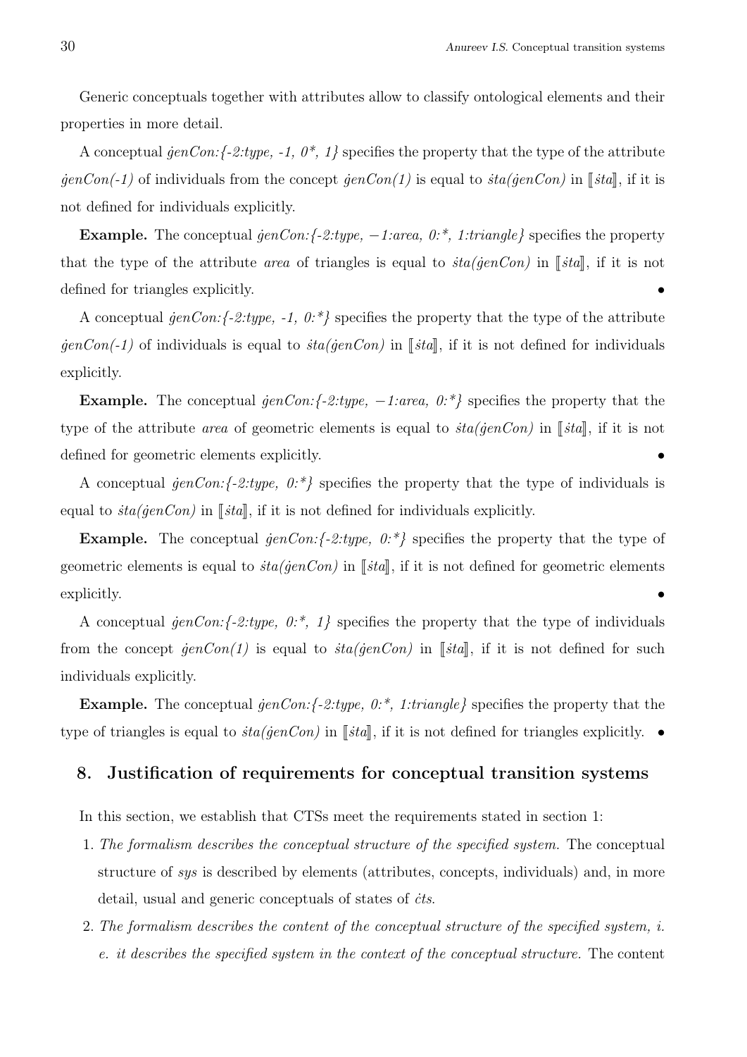Generic conceptuals together with attributes allow to classify ontological elements and their properties in more detail.

A conceptual *ġenCon:{-2:type, -1, 0*, 1}* specifies the property that the type of the attribute *ġenCon(-1)* of individuals from the concept *ġenCon(1)* is equal to *ṡta(ġenCon)* in ⟦*ṡta*⟧, if it is not defined for individuals explicitly.

**Example.** The conceptual *ġenCon:{-2:type, −1:area, 0:*, 1:triangle}* specifies the property that the type of the attribute *area* of triangles is equal to *ṡta(ġenCon)* in ⟦*ṡta*⟧, if it is not defined for triangles explicitly. •

A conceptual *ġenCon:{-2:type, -1, 0:*}* specifies the property that the type of the attribute *ġenCon(-1)* of individuals is equal to *ṡta(ġenCon)* in ⟦*ṡta*⟧, if it is not defined for individuals explicitly.

**Example.** The conceptual *ġenCon:{-2:type, −1:area, 0:*}* specifies the property that the type of the attribute *area* of geometric elements is equal to *ṡta(ġenCon)* in ⟦*ṡta*⟧, if it is not defined for geometric elements explicitly. •

A conceptual *ġenCon:{-2:type, 0:*}* specifies the property that the type of individuals is equal to *ṡta(ġenCon)* in ⟦*ṡta*⟧, if it is not defined for individuals explicitly.

**Example.** The conceptual *ġenCon:{-2:type, 0:*}* specifies the property that the type of geometric elements is equal to *ṡta(ġenCon)* in ⟦*ṡta*⟧, if it is not defined for geometric elements explicitly. •

A conceptual *ġenCon:{-2:type, 0:*, 1}* specifies the property that the type of individuals from the concept *ġenCon(1)* is equal to *ṡta(ġenCon)* in ⟦*ṡta*⟧, if it is not defined for such individuals explicitly.

**Example.** The conceptual *ġenCon:{-2:type, 0:*, 1:triangle}* specifies the property that the type of triangles is equal to *ṡta(ġenCon)* in ⟦*ṡta*⟧, if it is not defined for triangles explicitly. •

## 8. Justification of requirements for conceptual transition systems

In this section, we establish that CTSs meet the requirements stated in section 1:

1. *The formalism describes the conceptual structure of the specified system.* The conceptual structure of *sys* is described by elements (attributes, concepts, individuals) and, in more detail, usual and generic conceptuals of states of *ċts*.
2. *The formalism describes the content of the conceptual structure of the specified system, i. e. it describes the specified system in the context of the conceptual structure.* The content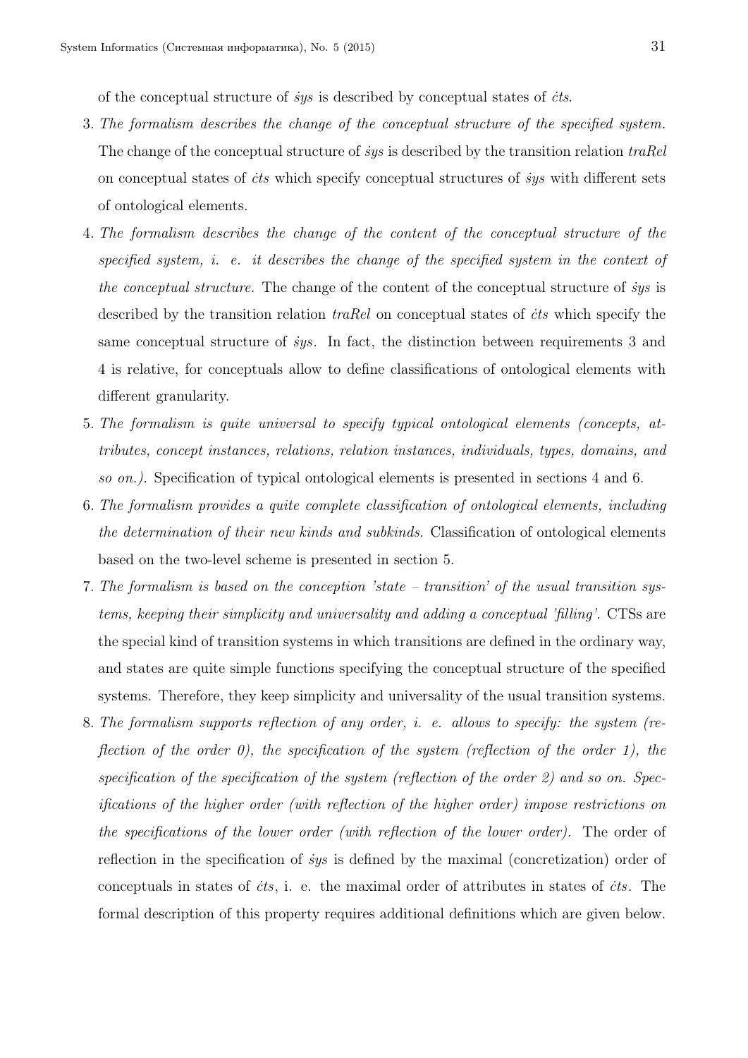of the conceptual structure of $\dot{s}ys$ is described by conceptual states of $\dot{c}ts$.

3. *The formalism describes the change of the conceptual structure of the specified system.* The change of the conceptual structure of $\dot{s}ys$ is described by the transition relation *traRel* on conceptual states of $\dot{c}ts$ which specify conceptual structures of $\dot{s}ys$ with different sets of ontological elements.
4. *The formalism describes the change of the content of the conceptual structure of the specified system, i. e. it describes the change of the specified system in the context of the conceptual structure.* The change of the content of the conceptual structure of $\dot{s}ys$ is described by the transition relation *traRel* on conceptual states of $\dot{c}ts$ which specify the same conceptual structure of $\dot{s}ys$. In fact, the distinction between requirements 3 and 4 is relative, for conceptuals allow to define classifications of ontological elements with different granularity.
5. *The formalism is quite universal to specify typical ontological elements (concepts, attributes, concept instances, relations, relation instances, individuals, types, domains, and so on.).* Specification of typical ontological elements is presented in sections 4 and 6.
6. *The formalism provides a quite complete classification of ontological elements, including the determination of their new kinds and subkinds.* Classification of ontological elements based on the two-level scheme is presented in section 5.
7. *The formalism is based on the conception 'state – transition' of the usual transition systems, keeping their simplicity and universality and adding a conceptual 'filling'.* CTSs are the special kind of transition systems in which transitions are defined in the ordinary way, and states are quite simple functions specifying the conceptual structure of the specified systems. Therefore, they keep simplicity and universality of the usual transition systems.
8. *The formalism supports reflection of any order, i. e. allows to specify: the system (reflection of the order 0), the specification of the system (reflection of the order 1), the specification of the specification of the system (reflection of the order 2) and so on. Specifications of the higher order (with reflection of the higher order) impose restrictions on the specifications of the lower order (with reflection of the lower order).* The order of reflection in the specification of $\dot{s}ys$ is defined by the maximal (concretization) order of conceptuals in states of $\dot{c}ts$, i. e. the maximal order of attributes in states of $\dot{c}ts$. The formal description of this property requires additional definitions which are given below.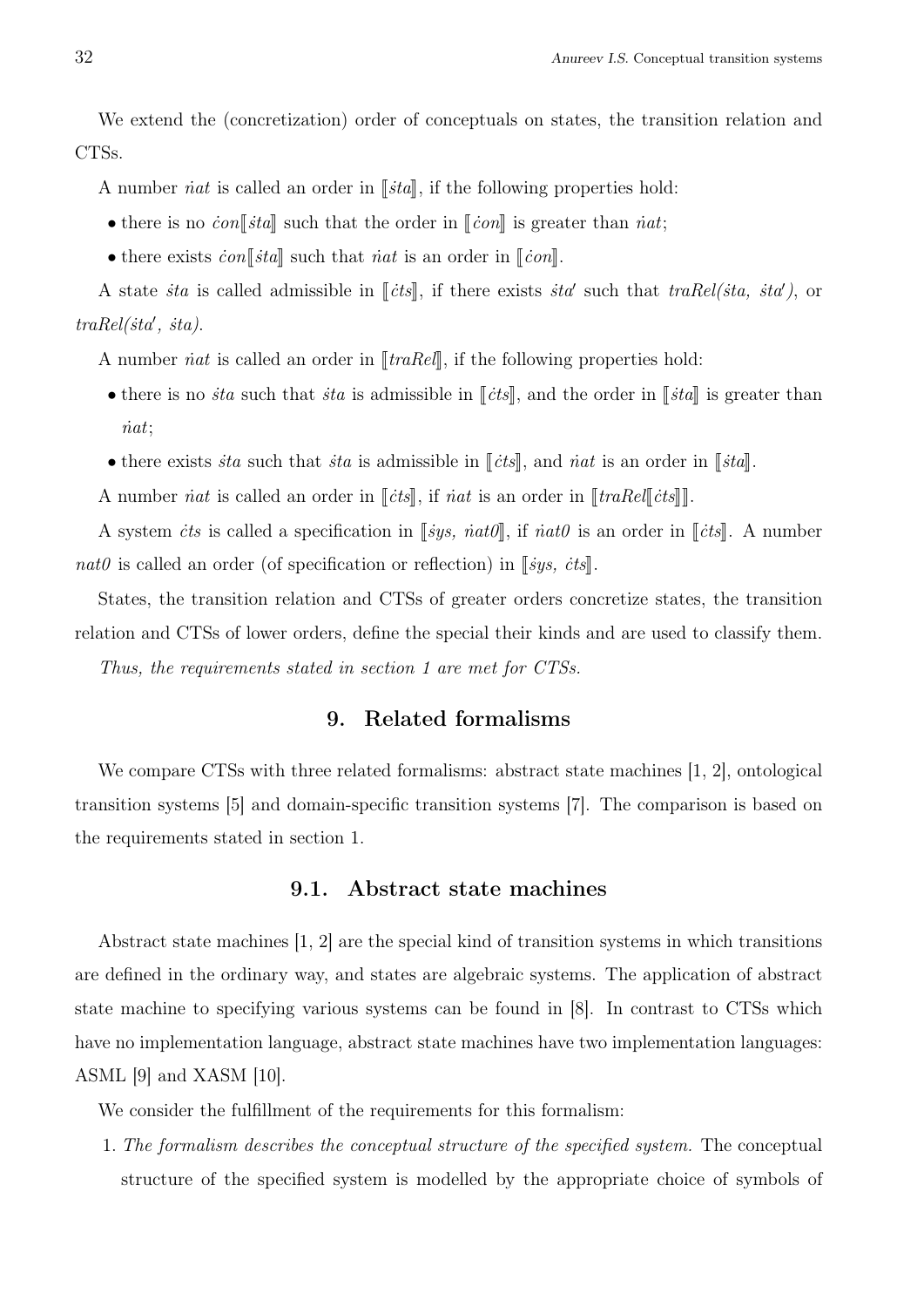We extend the (concretization) order of conceptuals on states, the transition relation and CTSs.

A number $\dot{n}at$ is called an order in $[\![\dot{s}ta]\!]$, if the following properties hold:

- there is no $\dot{c}on[\![\dot{s}ta]\!]$ such that the order in $[\![\dot{c}on]\!]$ is greater than $\dot{n}at$;
- there exists $\dot{c}on[\![\dot{s}ta]\!]$ such that $\dot{n}at$ is an order in $[\![\dot{c}on]\!]$.

A state $\dot{s}ta$ is called admissible in $[\![\dot{c}ts]\!]$, if there exists $\dot{s}ta'$ such that *traRel*($\dot{s}ta$, $\dot{s}ta'$), or *traRel*($\dot{s}ta'$, $\dot{s}ta$).

A number $\dot{n}at$ is called an order in $[\![traRel]\!]$, if the following properties hold:

- there is no $\dot{s}ta$ such that $\dot{s}ta$ is admissible in $[\![\dot{c}ts]\!]$, and the order in $[\![\dot{s}ta]\!]$ is greater than $\dot{n}at$;
- there exists $\dot{s}ta$ such that $\dot{s}ta$ is admissible in $[\![\dot{c}ts]\!]$, and $\dot{n}at$ is an order in $[\![\dot{s}ta]\!]$.

A number $\dot{n}at$ is called an order in $[\![\dot{c}ts]\!]$, if $\dot{n}at$ is an order in $[\![traRel[\![\dot{c}ts]\!]]\!]$.

A system $\dot{c}ts$ is called a specification in $[\![\dot{s}ys,\ \dot{n}at0]\!]$, if $\dot{n}at0$ is an order in $[\![\dot{c}ts]\!]$. A number *nat0* is called an order (of specification or reflection) in $[\![\dot{s}ys,\ \dot{c}ts]\!]$.

States, the transition relation and CTSs of greater orders concretize states, the transition relation and CTSs of lower orders, define the special their kinds and are used to classify them.

*Thus, the requirements stated in section 1 are met for CTSs.*

## 9. Related formalisms

We compare CTSs with three related formalisms: abstract state machines [1, 2], ontological transition systems [5] and domain-specific transition systems [7]. The comparison is based on the requirements stated in section 1.

### 9.1. Abstract state machines

Abstract state machines [1, 2] are the special kind of transition systems in which transitions are defined in the ordinary way, and states are algebraic systems. The application of abstract state machine to specifying various systems can be found in [8]. In contrast to CTSs which have no implementation language, abstract state machines have two implementation languages: ASML [9] and XASM [10].

We consider the fulfillment of the requirements for this formalism:

1. *The formalism describes the conceptual structure of the specified system.* The conceptual structure of the specified system is modelled by the appropriate choice of symbols of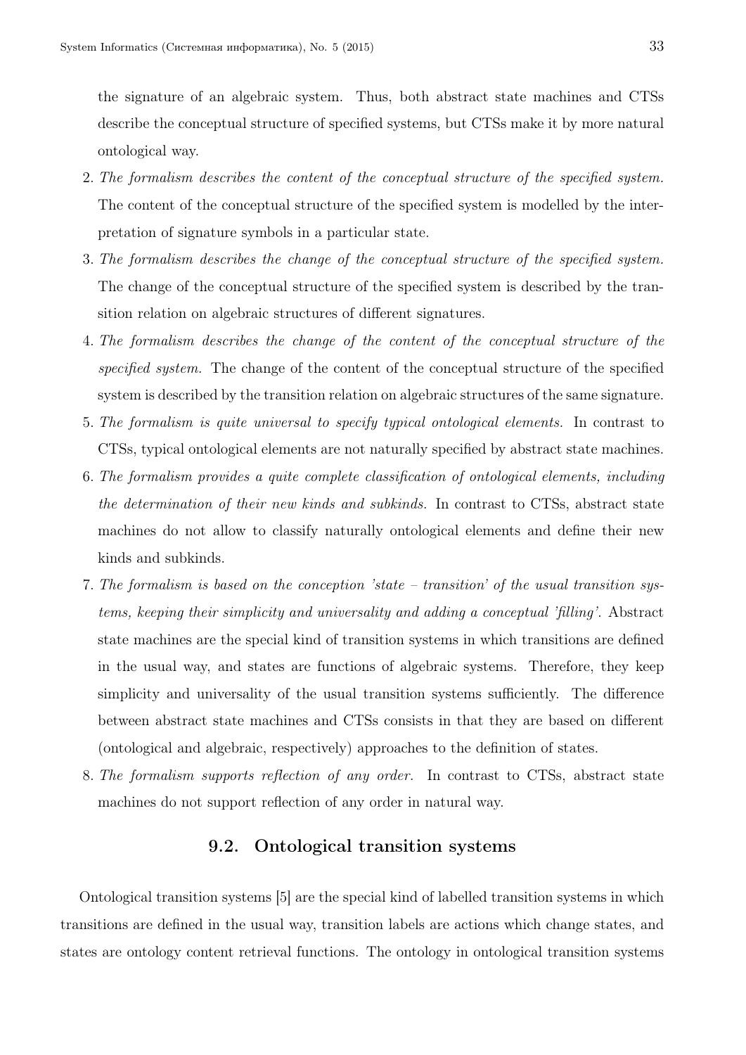the signature of an algebraic system. Thus, both abstract state machines and CTSs describe the conceptual structure of specified systems, but CTSs make it by more natural ontological way.

2. *The formalism describes the content of the conceptual structure of the specified system.* The content of the conceptual structure of the specified system is modelled by the interpretation of signature symbols in a particular state.
3. *The formalism describes the change of the conceptual structure of the specified system.* The change of the conceptual structure of the specified system is described by the transition relation on algebraic structures of different signatures.
4. *The formalism describes the change of the content of the conceptual structure of the specified system.* The change of the content of the conceptual structure of the specified system is described by the transition relation on algebraic structures of the same signature.
5. *The formalism is quite universal to specify typical ontological elements.* In contrast to CTSs, typical ontological elements are not naturally specified by abstract state machines.
6. *The formalism provides a quite complete classification of ontological elements, including the determination of their new kinds and subkinds.* In contrast to CTSs, abstract state machines do not allow to classify naturally ontological elements and define their new kinds and subkinds.
7. *The formalism is based on the conception 'state – transition' of the usual transition systems, keeping their simplicity and universality and adding a conceptual 'filling'.* Abstract state machines are the special kind of transition systems in which transitions are defined in the usual way, and states are functions of algebraic systems. Therefore, they keep simplicity and universality of the usual transition systems sufficiently. The difference between abstract state machines and CTSs consists in that they are based on different (ontological and algebraic, respectively) approaches to the definition of states.
8. *The formalism supports reflection of any order.* In contrast to CTSs, abstract state machines do not support reflection of any order in natural way.

### 9.2. Ontological transition systems

Ontological transition systems [5] are the special kind of labelled transition systems in which transitions are defined in the usual way, transition labels are actions which change states, and states are ontology content retrieval functions. The ontology in ontological transition systems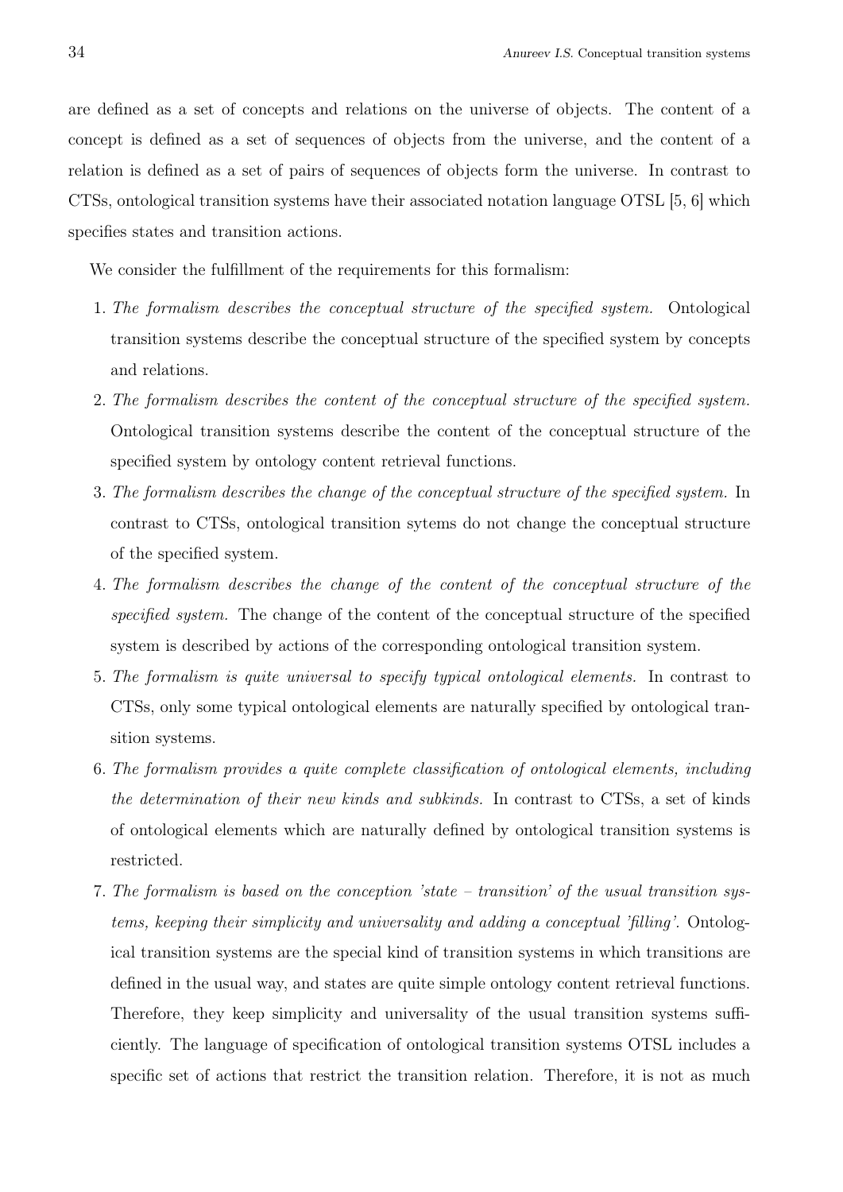are defined as a set of concepts and relations on the universe of objects. The content of a concept is defined as a set of sequences of objects from the universe, and the content of a relation is defined as a set of pairs of sequences of objects form the universe. In contrast to CTSs, ontological transition systems have their associated notation language OTSL [5, 6] which specifies states and transition actions.

We consider the fulfillment of the requirements for this formalism:

1. *The formalism describes the conceptual structure of the specified system.* Ontological transition systems describe the conceptual structure of the specified system by concepts and relations.
2. *The formalism describes the content of the conceptual structure of the specified system.* Ontological transition systems describe the content of the conceptual structure of the specified system by ontology content retrieval functions.
3. *The formalism describes the change of the conceptual structure of the specified system.* In contrast to CTSs, ontological transition sytems do not change the conceptual structure of the specified system.
4. *The formalism describes the change of the content of the conceptual structure of the specified system.* The change of the content of the conceptual structure of the specified system is described by actions of the corresponding ontological transition system.
5. *The formalism is quite universal to specify typical ontological elements.* In contrast to CTSs, only some typical ontological elements are naturally specified by ontological transition systems.
6. *The formalism provides a quite complete classification of ontological elements, including the determination of their new kinds and subkinds.* In contrast to CTSs, a set of kinds of ontological elements which are naturally defined by ontological transition systems is restricted.
7. *The formalism is based on the conception 'state – transition' of the usual transition systems, keeping their simplicity and universality and adding a conceptual 'filling'.* Ontological transition systems are the special kind of transition systems in which transitions are defined in the usual way, and states are quite simple ontology content retrieval functions. Therefore, they keep simplicity and universality of the usual transition systems sufficiently. The language of specification of ontological transition systems OTSL includes a specific set of actions that restrict the transition relation. Therefore, it is not as much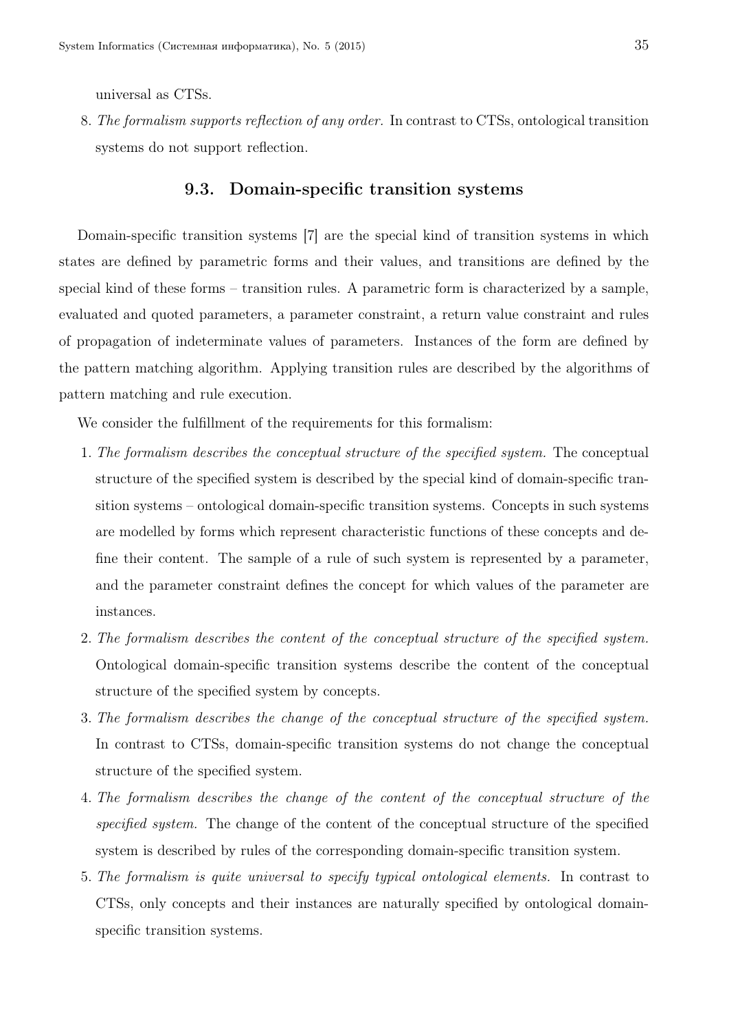universal as CTSs.

8. *The formalism supports reflection of any order.* In contrast to CTSs, ontological transition systems do not support reflection.

### 9.3. Domain-specific transition systems

Domain-specific transition systems [7] are the special kind of transition systems in which states are defined by parametric forms and their values, and transitions are defined by the special kind of these forms – transition rules. A parametric form is characterized by a sample, evaluated and quoted parameters, a parameter constraint, a return value constraint and rules of propagation of indeterminate values of parameters. Instances of the form are defined by the pattern matching algorithm. Applying transition rules are described by the algorithms of pattern matching and rule execution.

We consider the fulfillment of the requirements for this formalism:

1. *The formalism describes the conceptual structure of the specified system.* The conceptual structure of the specified system is described by the special kind of domain-specific transition systems – ontological domain-specific transition systems. Concepts in such systems are modelled by forms which represent characteristic functions of these concepts and define their content. The sample of a rule of such system is represented by a parameter, and the parameter constraint defines the concept for which values of the parameter are instances.
2. *The formalism describes the content of the conceptual structure of the specified system.* Ontological domain-specific transition systems describe the content of the conceptual structure of the specified system by concepts.
3. *The formalism describes the change of the conceptual structure of the specified system.* In contrast to CTSs, domain-specific transition systems do not change the conceptual structure of the specified system.
4. *The formalism describes the change of the content of the conceptual structure of the specified system.* The change of the content of the conceptual structure of the specified system is described by rules of the corresponding domain-specific transition system.
5. *The formalism is quite universal to specify typical ontological elements.* In contrast to CTSs, only concepts and their instances are naturally specified by ontological domain-specific transition systems.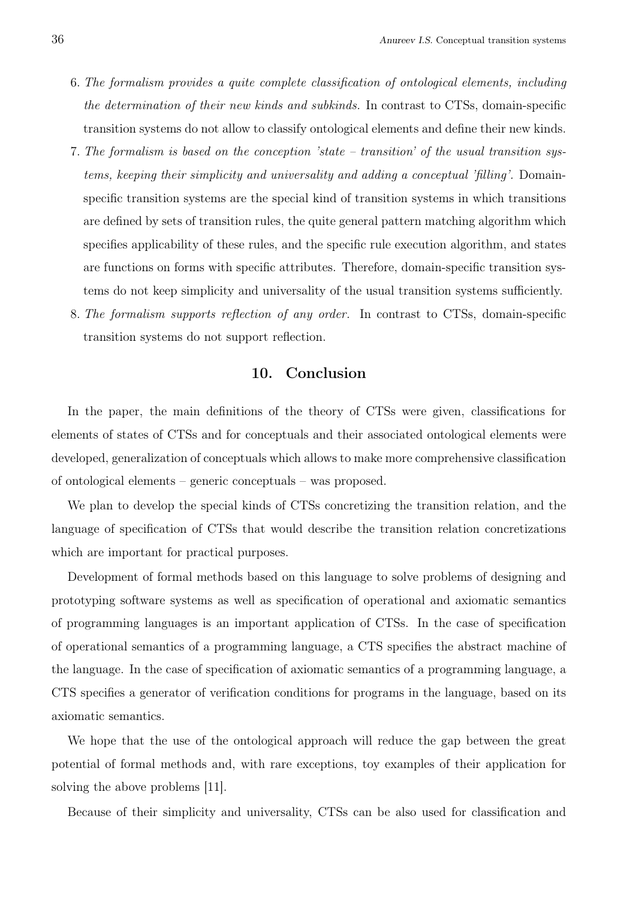6. *The formalism provides a quite complete classification of ontological elements, including the determination of their new kinds and subkinds.* In contrast to CTSs, domain-specific transition systems do not allow to classify ontological elements and define their new kinds.
7. *The formalism is based on the conception 'state – transition' of the usual transition systems, keeping their simplicity and universality and adding a conceptual 'filling'.* Domain-specific transition systems are the special kind of transition systems in which transitions are defined by sets of transition rules, the quite general pattern matching algorithm which specifies applicability of these rules, and the specific rule execution algorithm, and states are functions on forms with specific attributes. Therefore, domain-specific transition systems do not keep simplicity and universality of the usual transition systems sufficiently.
8. *The formalism supports reflection of any order.* In contrast to CTSs, domain-specific transition systems do not support reflection.

## 10. Conclusion

In the paper, the main definitions of the theory of CTSs were given, classifications for elements of states of CTSs and for conceptuals and their associated ontological elements were developed, generalization of conceptuals which allows to make more comprehensive classification of ontological elements – generic conceptuals – was proposed.

We plan to develop the special kinds of CTSs concretizing the transition relation, and the language of specification of CTSs that would describe the transition relation concretizations which are important for practical purposes.

Development of formal methods based on this language to solve problems of designing and prototyping software systems as well as specification of operational and axiomatic semantics of programming languages is an important application of CTSs. In the case of specification of operational semantics of a programming language, a CTS specifies the abstract machine of the language. In the case of specification of axiomatic semantics of a programming language, a CTS specifies a generator of verification conditions for programs in the language, based on its axiomatic semantics.

We hope that the use of the ontological approach will reduce the gap between the great potential of formal methods and, with rare exceptions, toy examples of their application for solving the above problems [11].

Because of their simplicity and universality, CTSs can be also used for classification and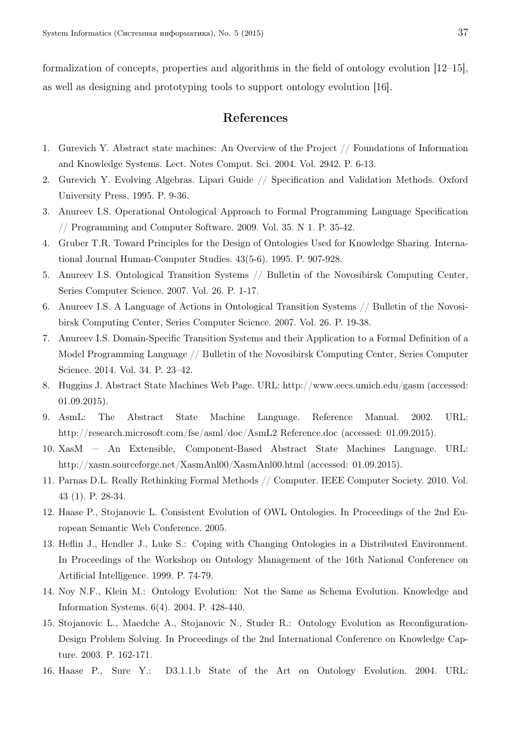formalization of concepts, properties and algorithms in the field of ontology evolution [12–15], as well as designing and prototyping tools to support ontology evolution [16].

## References

1. Gurevich Y. Abstract state machines: An Overview of the Project // Foundations of Information and Knowledge Systems. Lect. Notes Comput. Sci. 2004. Vol. 2942. P. 6-13.
2. Gurevich Y. Evolving Algebras. Lipari Guide // Specification and Validation Methods. Oxford University Press, 1995. P. 9-36.
3. Anureev I.S. Operational Ontological Approach to Formal Programming Language Specification // Programming and Computer Software. 2009. Vol. 35. N 1. P. 35-42.
4. Gruber T.R. Toward Principles for the Design of Ontologies Used for Knowledge Sharing. International Journal Human-Computer Studies. 43(5-6). 1995. P. 907-928.
5. Anureev I.S. Ontological Transition Systems // Bulletin of the Novosibirsk Computing Center, Series Computer Science. 2007. Vol. 26. P. 1-17.
6. Anureev I.S. A Language of Actions in Ontological Transition Systems // Bulletin of the Novosibirsk Computing Center, Series Computer Science. 2007. Vol. 26. P. 19-38.
7. Anureev I.S. Domain-Specific Transition Systems and their Application to a Formal Definition of a Model Programming Language // Bulletin of the Novosibirsk Computing Center, Series Computer Science. 2014. Vol. 34. P. 23–42.
8. Huggins J. Abstract State Machines Web Page. URL: http://www.eecs.umich.edu/gasm (accessed: 01.09.2015).
9. AsmL: The Abstract State Machine Language. Reference Manual. 2002. URL: http://research.microsoft.com/fse/asml/doc/AsmL2 Reference.doc (accessed: 01.09.2015).
10. XasM — An Extensible, Component-Based Abstract State Machines Language. URL: http://xasm.sourceforge.net/XasmAnl00/XasmAnl00.html (accessed: 01.09.2015).
11. Parnas D.L. Really Rethinking Formal Methods // Computer. IEEE Computer Society. 2010. Vol. 43 (1). P. 28-34.
12. Haase P., Stojanovic L. Consistent Evolution of OWL Ontologies. In Proceedings of the 2nd European Semantic Web Conference. 2005.
13. Heflin J., Hendler J., Luke S.: Coping with Changing Ontologies in a Distributed Environment. In Proceedings of the Workshop on Ontology Management of the 16th National Conference on Artificial Intelligence. 1999. P. 74-79.
14. Noy N.F., Klein M.: Ontology Evolution: Not the Same as Schema Evolution. Knowledge and Information Systems. 6(4). 2004. P. 428-440.
15. Stojanovic L., Maedche A., Stojanovic N., Studer R.: Ontology Evolution as Reconfiguration-Design Problem Solving. In Proceedings of the 2nd International Conference on Knowledge Capture. 2003. P. 162-171.
16. Haase P., Sure Y.: D3.1.1.b State of the Art on Ontology Evolution. 2004. URL: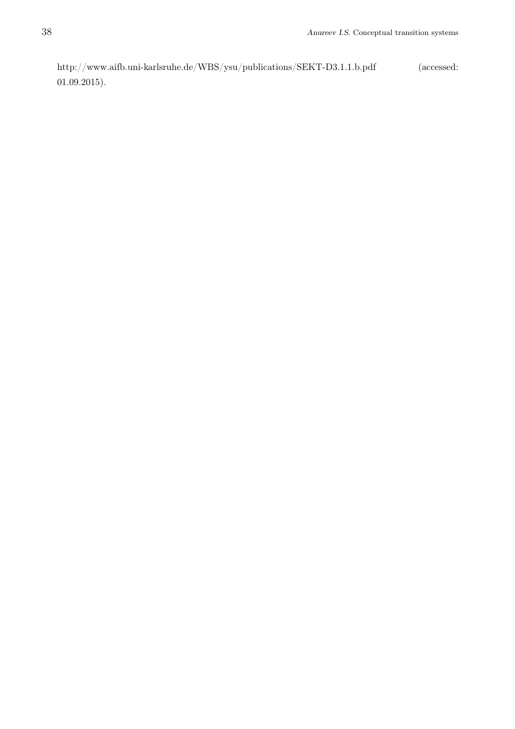http://www.aifb.uni-karlsruhe.de/WBS/ysu/publications/SEKT-D3.1.1.b.pdf (accessed: 01.09.2015).